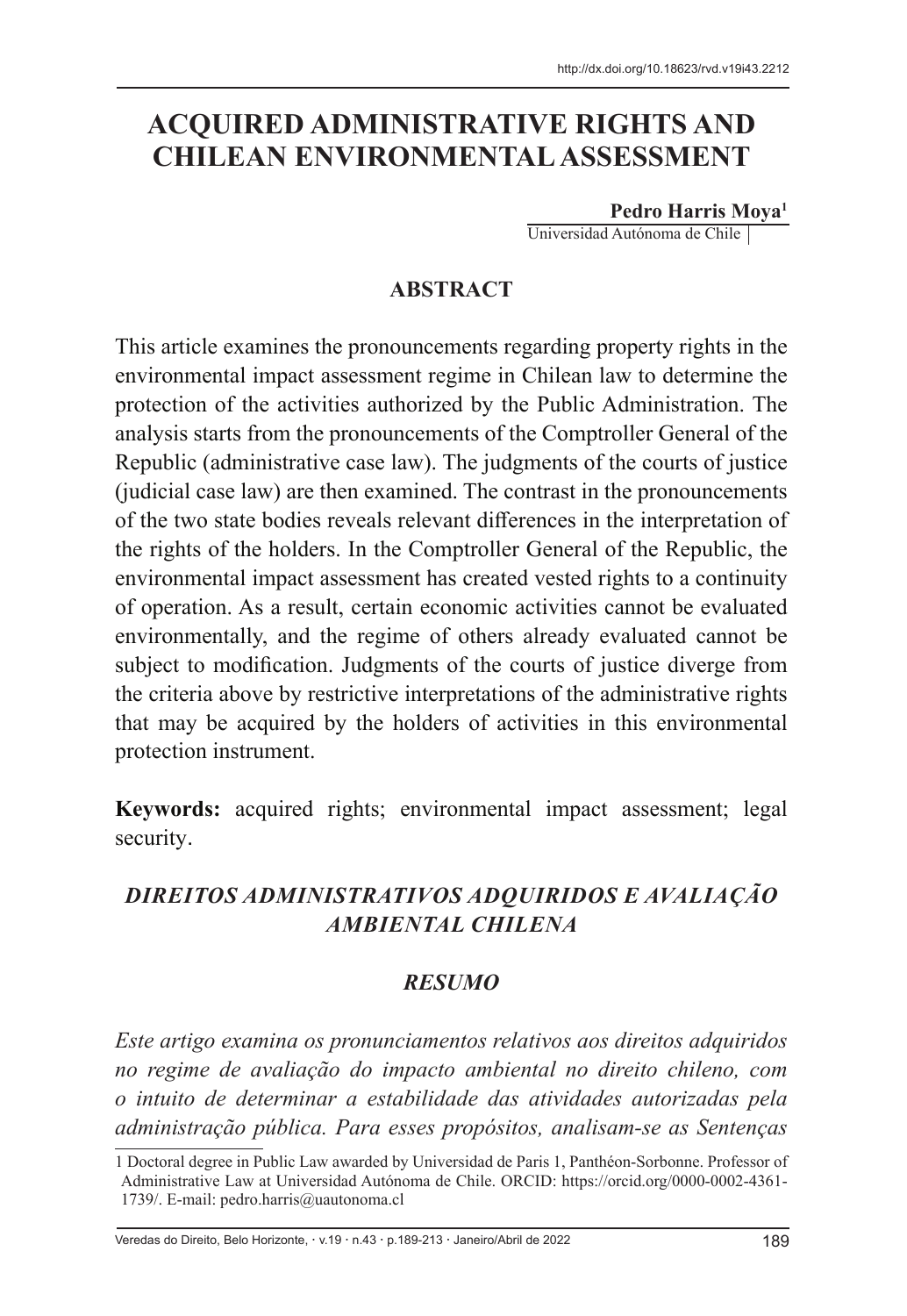# ACQUIRED ADMINISTRATIVE RIGHTS AND CHILEAN ENVIRONMENTAL ASSESSMENT

**Pedro Harris Moya**[1]
Universidad Autónoma de Chile

## ABSTRACT

This article examines the pronouncements regarding property rights in the environmental impact assessment regime in Chilean law to determine the protection of the activities authorized by the Public Administration. The analysis starts from the pronouncements of the Comptroller General of the Republic (administrative case law). The judgments of the courts of justice (judicial case law) are then examined. The contrast in the pronouncements of the two state bodies reveals relevant differences in the interpretation of the rights of the holders. In the Comptroller General of the Republic, the environmental impact assessment has created vested rights to a continuity of operation. As a result, certain economic activities cannot be evaluated environmentally, and the regime of others already evaluated cannot be subject to modification. Judgments of the courts of justice diverge from the criteria above by restrictive interpretations of the administrative rights that may be acquired by the holders of activities in this environmental protection instrument.

**Keywords:** acquired rights; environmental impact assessment; legal security.

## *DIREITOS ADMINISTRATIVOS ADQUIRIDOS E AVALIAÇÃO AMBIENTAL CHILENA*

## *RESUMO*

*Este artigo examina os pronunciamentos relativos aos direitos adquiridos no regime de avaliação do impacto ambiental no direito chileno, com o intuito de determinar a estabilidade das atividades autorizadas pela administração pública. Para esses propósitos, analisam-se as Sentenças*

[1] Doctoral degree in Public Law awarded by Universidad de Paris 1, Panthéon-Sorbonne. Professor of Administrative Law at Universidad Autónoma de Chile. ORCID: https://orcid.org/0000-0002-4361-1739/. E-mail: pedro.harris@uautonoma.cl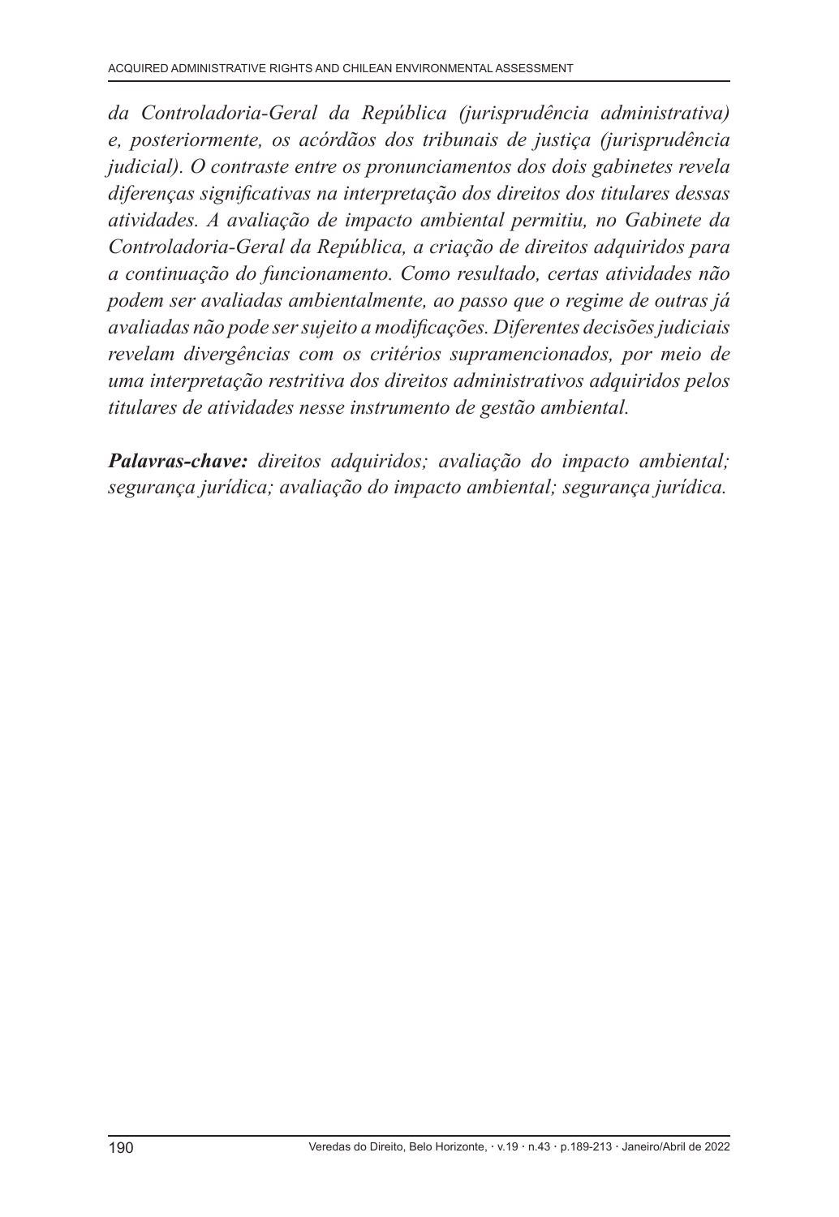*da Controladoria-Geral da República (jurisprudência administrativa) e, posteriormente, os acórdãos dos tribunais de justiça (jurisprudência judicial). O contraste entre os pronunciamentos dos dois gabinetes revela diferenças significativas na interpretação dos direitos dos titulares dessas atividades. A avaliação de impacto ambiental permitiu, no Gabinete da Controladoria-Geral da República, a criação de direitos adquiridos para a continuação do funcionamento. Como resultado, certas atividades não podem ser avaliadas ambientalmente, ao passo que o regime de outras já avaliadas não pode ser sujeito a modificações. Diferentes decisões judiciais revelam divergências com os critérios supramencionados, por meio de uma interpretação restritiva dos direitos administrativos adquiridos pelos titulares de atividades nesse instrumento de gestão ambiental.*

***Palavras-chave:*** *direitos adquiridos; avaliação do impacto ambiental; segurança jurídica; avaliação do impacto ambiental; segurança jurídica.*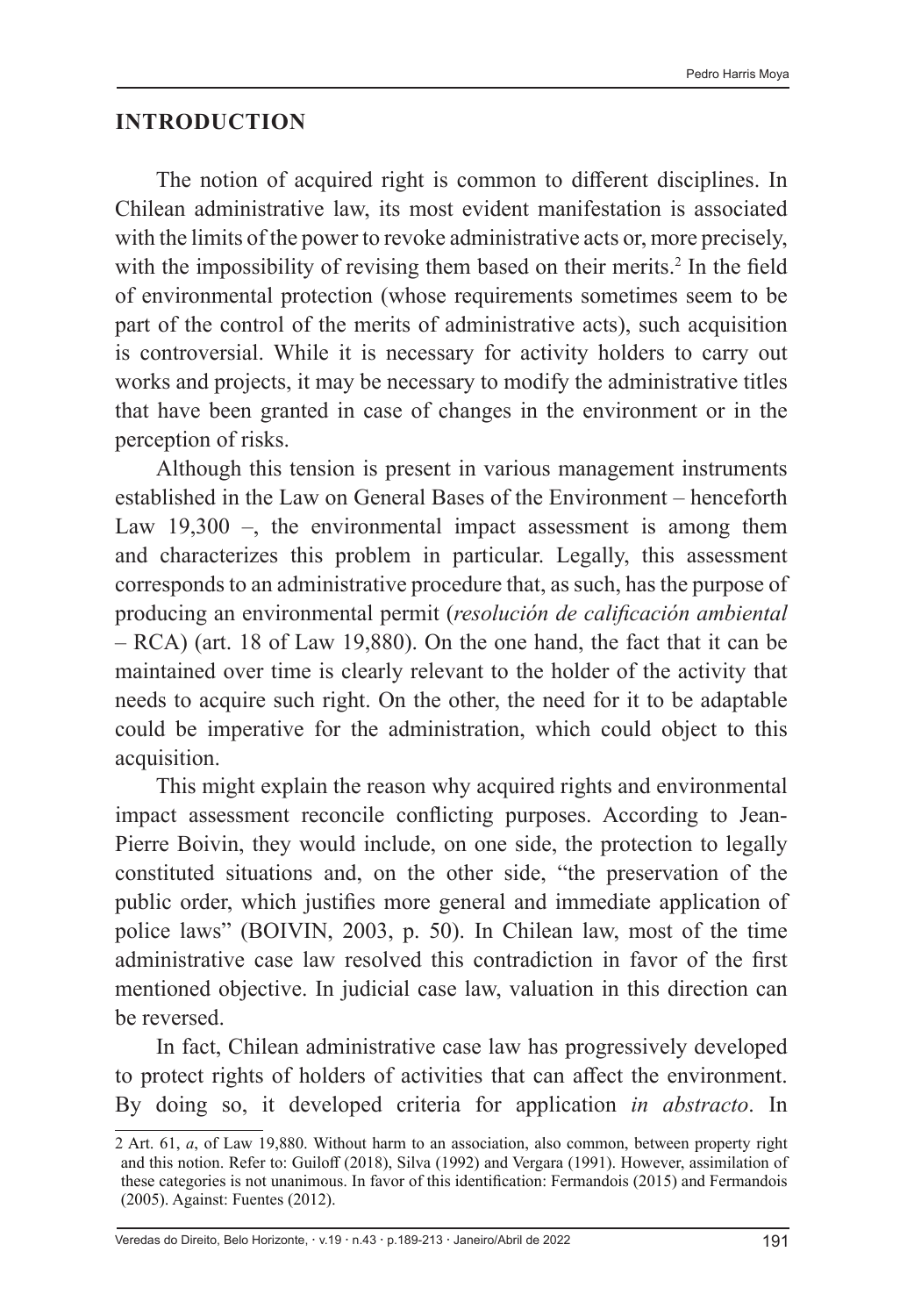## INTRODUCTION

The notion of acquired right is common to different disciplines. In Chilean administrative law, its most evident manifestation is associated with the limits of the power to revoke administrative acts or, more precisely, with the impossibility of revising them based on their merits.[2] In the field of environmental protection (whose requirements sometimes seem to be part of the control of the merits of administrative acts), such acquisition is controversial. While it is necessary for activity holders to carry out works and projects, it may be necessary to modify the administrative titles that have been granted in case of changes in the environment or in the perception of risks.

Although this tension is present in various management instruments established in the Law on General Bases of the Environment – henceforth Law 19,300 –, the environmental impact assessment is among them and characterizes this problem in particular. Legally, this assessment corresponds to an administrative procedure that, as such, has the purpose of producing an environmental permit (*resolución de calificación ambiental* – RCA) (art. 18 of Law 19,880). On the one hand, the fact that it can be maintained over time is clearly relevant to the holder of the activity that needs to acquire such right. On the other, the need for it to be adaptable could be imperative for the administration, which could object to this acquisition.

This might explain the reason why acquired rights and environmental impact assessment reconcile conflicting purposes. According to Jean-Pierre Boivin, they would include, on one side, the protection to legally constituted situations and, on the other side, "the preservation of the public order, which justifies more general and immediate application of police laws" (BOIVIN, 2003, p. 50). In Chilean law, most of the time administrative case law resolved this contradiction in favor of the first mentioned objective. In judicial case law, valuation in this direction can be reversed.

In fact, Chilean administrative case law has progressively developed to protect rights of holders of activities that can affect the environment. By doing so, it developed criteria for application *in abstracto*. In

---

2 Art. 61, *a*, of Law 19,880. Without harm to an association, also common, between property right and this notion. Refer to: Guiloff (2018), Silva (1992) and Vergara (1991). However, assimilation of these categories is not unanimous. In favor of this identification: Fermandois (2015) and Fermandois (2005). Against: Fuentes (2012).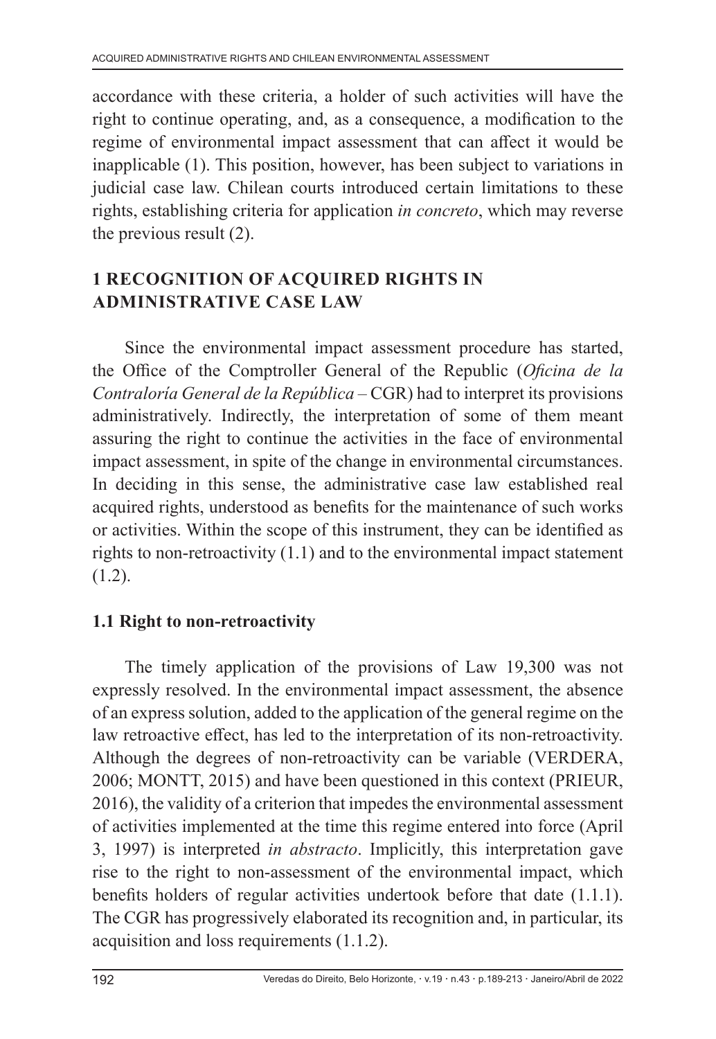accordance with these criteria, a holder of such activities will have the right to continue operating, and, as a consequence, a modification to the regime of environmental impact assessment that can affect it would be inapplicable (1). This position, however, has been subject to variations in judicial case law. Chilean courts introduced certain limitations to these rights, establishing criteria for application *in concreto*, which may reverse the previous result (2).

## 1 RECOGNITION OF ACQUIRED RIGHTS IN ADMINISTRATIVE CASE LAW

Since the environmental impact assessment procedure has started, the Office of the Comptroller General of the Republic (*Oficina de la Contraloría General de la República* – CGR) had to interpret its provisions administratively. Indirectly, the interpretation of some of them meant assuring the right to continue the activities in the face of environmental impact assessment, in spite of the change in environmental circumstances. In deciding in this sense, the administrative case law established real acquired rights, understood as benefits for the maintenance of such works or activities. Within the scope of this instrument, they can be identified as rights to non-retroactivity (1.1) and to the environmental impact statement (1.2).

### 1.1 Right to non-retroactivity

The timely application of the provisions of Law 19,300 was not expressly resolved. In the environmental impact assessment, the absence of an express solution, added to the application of the general regime on the law retroactive effect, has led to the interpretation of its non-retroactivity. Although the degrees of non-retroactivity can be variable (VERDERA, 2006; MONTT, 2015) and have been questioned in this context (PRIEUR, 2016), the validity of a criterion that impedes the environmental assessment of activities implemented at the time this regime entered into force (April 3, 1997) is interpreted *in abstracto*. Implicitly, this interpretation gave rise to the right to non-assessment of the environmental impact, which benefits holders of regular activities undertook before that date (1.1.1). The CGR has progressively elaborated its recognition and, in particular, its acquisition and loss requirements (1.1.2).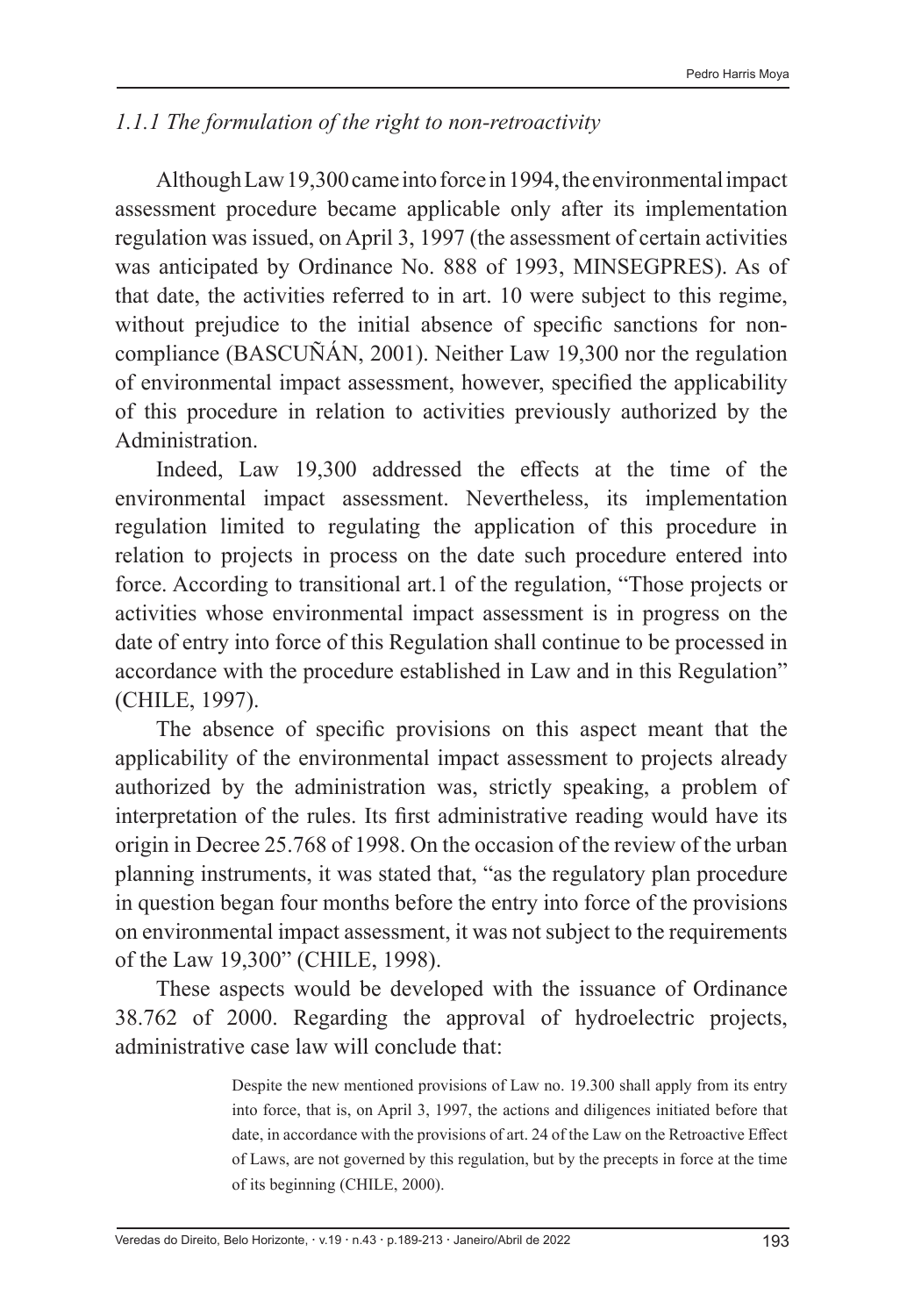### *1.1.1 The formulation of the right to non-retroactivity*

Although Law 19,300 came into force in 1994, the environmental impact assessment procedure became applicable only after its implementation regulation was issued, on April 3, 1997 (the assessment of certain activities was anticipated by Ordinance No. 888 of 1993, MINSEGPRES). As of that date, the activities referred to in art. 10 were subject to this regime, without prejudice to the initial absence of specific sanctions for non-compliance (BASCUÑÁN, 2001). Neither Law 19,300 nor the regulation of environmental impact assessment, however, specified the applicability of this procedure in relation to activities previously authorized by the Administration.

Indeed, Law 19,300 addressed the effects at the time of the environmental impact assessment. Nevertheless, its implementation regulation limited to regulating the application of this procedure in relation to projects in process on the date such procedure entered into force. According to transitional art.1 of the regulation, "Those projects or activities whose environmental impact assessment is in progress on the date of entry into force of this Regulation shall continue to be processed in accordance with the procedure established in Law and in this Regulation" (CHILE, 1997).

The absence of specific provisions on this aspect meant that the applicability of the environmental impact assessment to projects already authorized by the administration was, strictly speaking, a problem of interpretation of the rules. Its first administrative reading would have its origin in Decree 25.768 of 1998. On the occasion of the review of the urban planning instruments, it was stated that, "as the regulatory plan procedure in question began four months before the entry into force of the provisions on environmental impact assessment, it was not subject to the requirements of the Law 19,300" (CHILE, 1998).

These aspects would be developed with the issuance of Ordinance 38.762 of 2000. Regarding the approval of hydroelectric projects, administrative case law will conclude that:

> Despite the new mentioned provisions of Law no. 19.300 shall apply from its entry into force, that is, on April 3, 1997, the actions and diligences initiated before that date, in accordance with the provisions of art. 24 of the Law on the Retroactive Effect of Laws, are not governed by this regulation, but by the precepts in force at the time of its beginning (CHILE, 2000).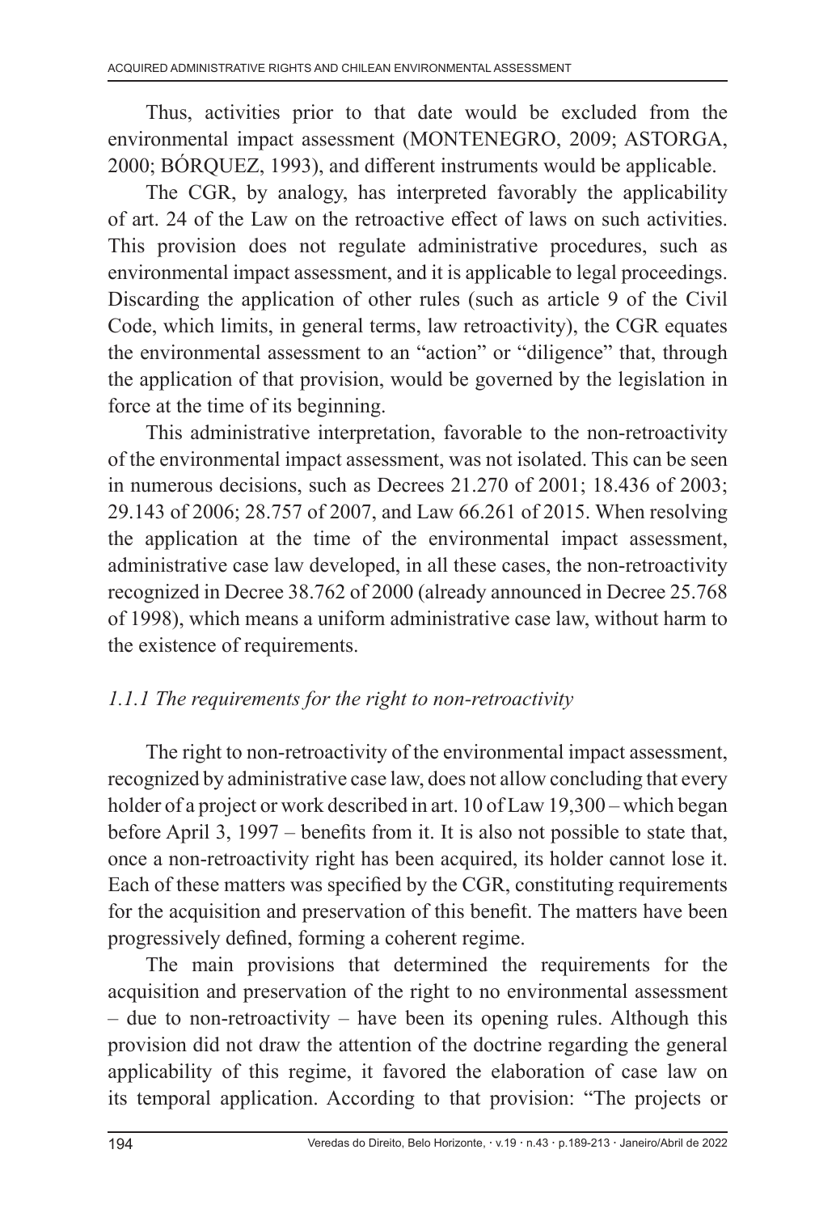Thus, activities prior to that date would be excluded from the environmental impact assessment (MONTENEGRO, 2009; ASTORGA, 2000; BÓRQUEZ, 1993), and different instruments would be applicable.

The CGR, by analogy, has interpreted favorably the applicability of art. 24 of the Law on the retroactive effect of laws on such activities. This provision does not regulate administrative procedures, such as environmental impact assessment, and it is applicable to legal proceedings. Discarding the application of other rules (such as article 9 of the Civil Code, which limits, in general terms, law retroactivity), the CGR equates the environmental assessment to an "action" or "diligence" that, through the application of that provision, would be governed by the legislation in force at the time of its beginning.

This administrative interpretation, favorable to the non-retroactivity of the environmental impact assessment, was not isolated. This can be seen in numerous decisions, such as Decrees 21.270 of 2001; 18.436 of 2003; 29.143 of 2006; 28.757 of 2007, and Law 66.261 of 2015. When resolving the application at the time of the environmental impact assessment, administrative case law developed, in all these cases, the non-retroactivity recognized in Decree 38.762 of 2000 (already announced in Decree 25.768 of 1998), which means a uniform administrative case law, without harm to the existence of requirements.

### *1.1.1 The requirements for the right to non-retroactivity*

The right to non-retroactivity of the environmental impact assessment, recognized by administrative case law, does not allow concluding that every holder of a project or work described in art. 10 of Law 19,300 – which began before April 3, 1997 – benefits from it. It is also not possible to state that, once a non-retroactivity right has been acquired, its holder cannot lose it. Each of these matters was specified by the CGR, constituting requirements for the acquisition and preservation of this benefit. The matters have been progressively defined, forming a coherent regime.

The main provisions that determined the requirements for the acquisition and preservation of the right to no environmental assessment – due to non-retroactivity – have been its opening rules. Although this provision did not draw the attention of the doctrine regarding the general applicability of this regime, it favored the elaboration of case law on its temporal application. According to that provision: "The projects or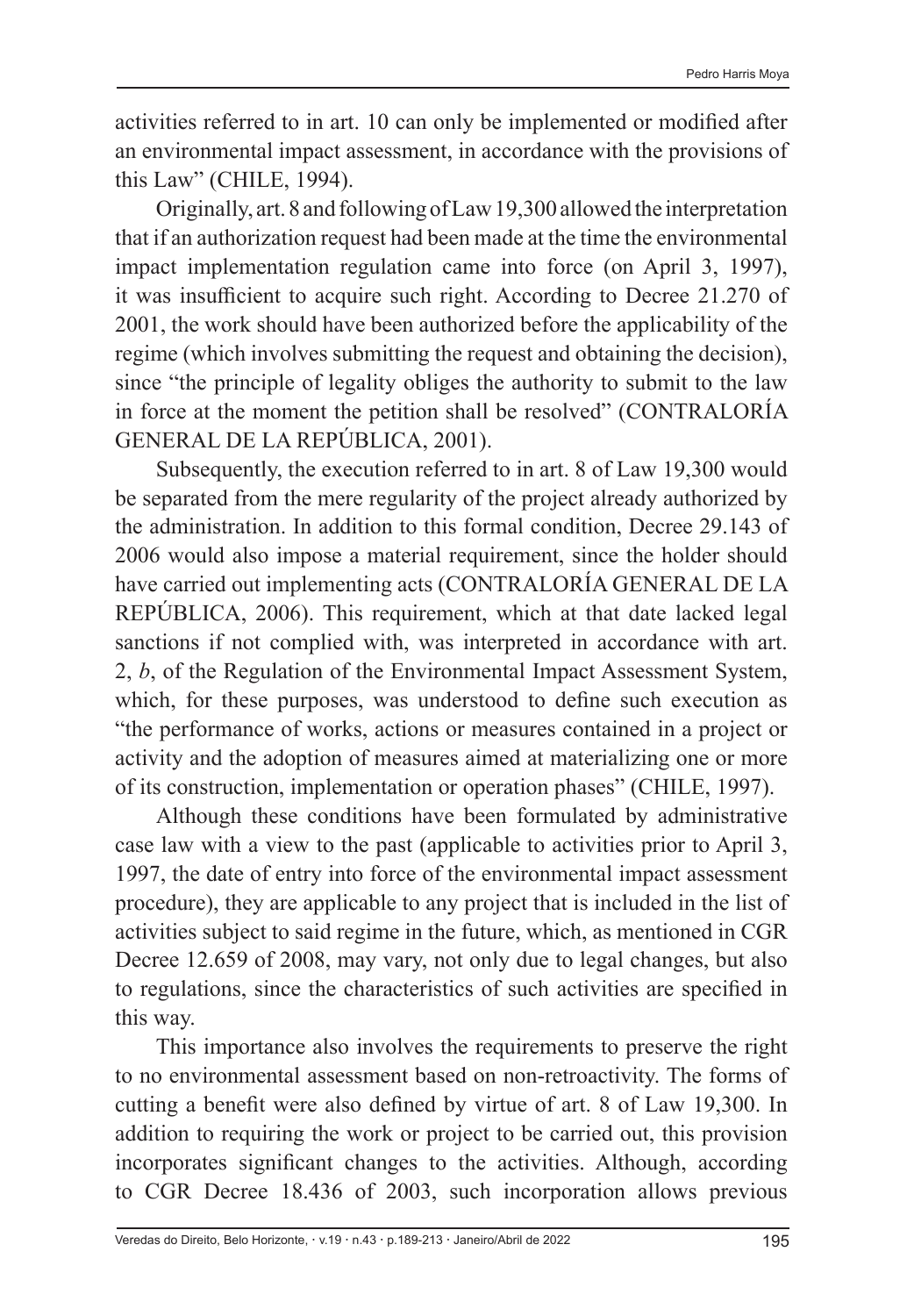activities referred to in art. 10 can only be implemented or modified after an environmental impact assessment, in accordance with the provisions of this Law" (CHILE, 1994).

Originally, art. 8 and following of Law 19,300 allowed the interpretation that if an authorization request had been made at the time the environmental impact implementation regulation came into force (on April 3, 1997), it was insufficient to acquire such right. According to Decree 21.270 of 2001, the work should have been authorized before the applicability of the regime (which involves submitting the request and obtaining the decision), since "the principle of legality obliges the authority to submit to the law in force at the moment the petition shall be resolved" (CONTRALORÍA GENERAL DE LA REPÚBLICA, 2001).

Subsequently, the execution referred to in art. 8 of Law 19,300 would be separated from the mere regularity of the project already authorized by the administration. In addition to this formal condition, Decree 29.143 of 2006 would also impose a material requirement, since the holder should have carried out implementing acts (CONTRALORÍA GENERAL DE LA REPÚBLICA, 2006). This requirement, which at that date lacked legal sanctions if not complied with, was interpreted in accordance with art. 2, *b*, of the Regulation of the Environmental Impact Assessment System, which, for these purposes, was understood to define such execution as "the performance of works, actions or measures contained in a project or activity and the adoption of measures aimed at materializing one or more of its construction, implementation or operation phases" (CHILE, 1997).

Although these conditions have been formulated by administrative case law with a view to the past (applicable to activities prior to April 3, 1997, the date of entry into force of the environmental impact assessment procedure), they are applicable to any project that is included in the list of activities subject to said regime in the future, which, as mentioned in CGR Decree 12.659 of 2008, may vary, not only due to legal changes, but also to regulations, since the characteristics of such activities are specified in this way.

This importance also involves the requirements to preserve the right to no environmental assessment based on non-retroactivity. The forms of cutting a benefit were also defined by virtue of art. 8 of Law 19,300. In addition to requiring the work or project to be carried out, this provision incorporates significant changes to the activities. Although, according to CGR Decree 18.436 of 2003, such incorporation allows previous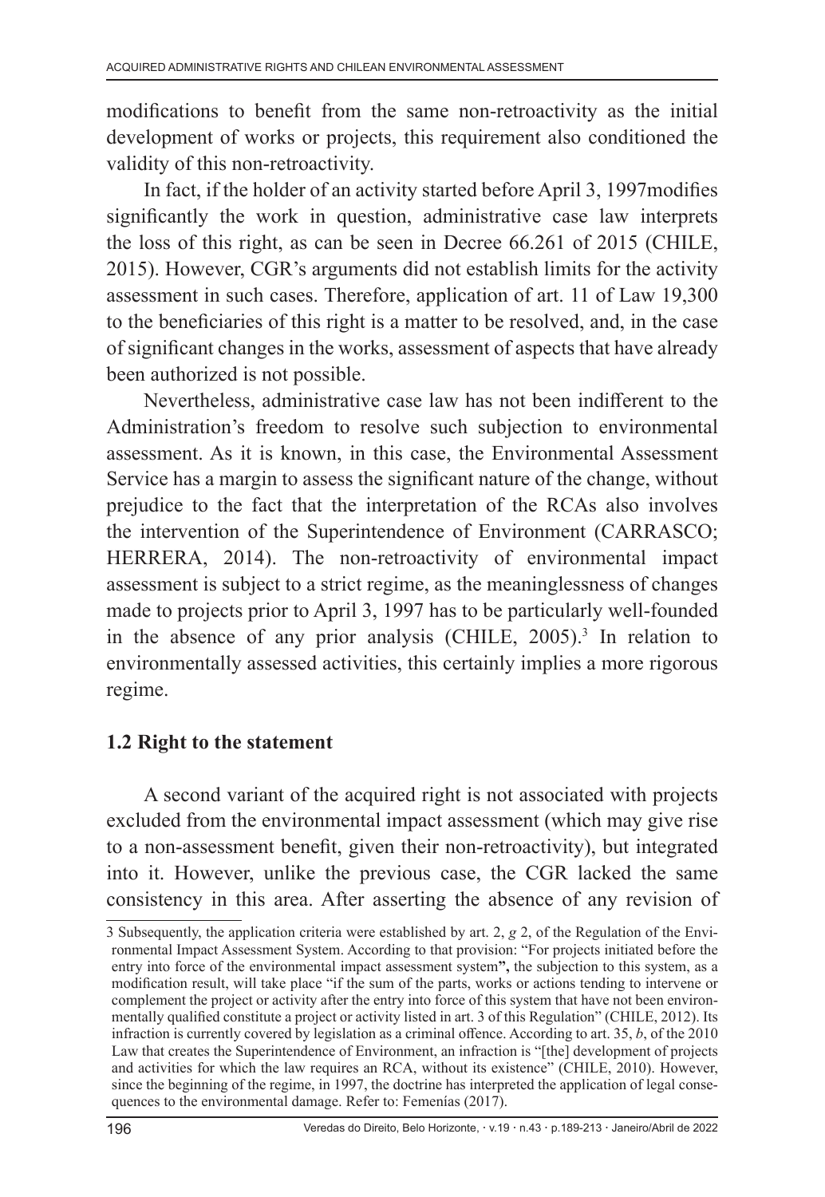modifications to benefit from the same non-retroactivity as the initial development of works or projects, this requirement also conditioned the validity of this non-retroactivity.

In fact, if the holder of an activity started before April 3, 1997modifies significantly the work in question, administrative case law interprets the loss of this right, as can be seen in Decree 66.261 of 2015 (CHILE, 2015). However, CGR's arguments did not establish limits for the activity assessment in such cases. Therefore, application of art. 11 of Law 19,300 to the beneficiaries of this right is a matter to be resolved, and, in the case of significant changes in the works, assessment of aspects that have already been authorized is not possible.

Nevertheless, administrative case law has not been indifferent to the Administration's freedom to resolve such subjection to environmental assessment. As it is known, in this case, the Environmental Assessment Service has a margin to assess the significant nature of the change, without prejudice to the fact that the interpretation of the RCAs also involves the intervention of the Superintendence of Environment (CARRASCO; HERRERA, 2014). The non-retroactivity of environmental impact assessment is subject to a strict regime, as the meaninglessness of changes made to projects prior to April 3, 1997 has to be particularly well-founded in the absence of any prior analysis (CHILE, 2005).[3] In relation to environmentally assessed activities, this certainly implies a more rigorous regime.

## 1.2 Right to the statement

A second variant of the acquired right is not associated with projects excluded from the environmental impact assessment (which may give rise to a non-assessment benefit, given their non-retroactivity), but integrated into it. However, unlike the previous case, the CGR lacked the same consistency in this area. After asserting the absence of any revision of

---

3 Subsequently, the application criteria were established by art. 2, *g* 2, of the Regulation of the Environmental Impact Assessment System. According to that provision: "For projects initiated before the entry into force of the environmental impact assessment system**"**, the subjection to this system, as a modification result, will take place "if the sum of the parts, works or actions tending to intervene or complement the project or activity after the entry into force of this system that have not been environmentally qualified constitute a project or activity listed in art. 3 of this Regulation" (CHILE, 2012). Its infraction is currently covered by legislation as a criminal offence. According to art. 35, *b*, of the 2010 Law that creates the Superintendence of Environment, an infraction is "[the] development of projects and activities for which the law requires an RCA, without its existence" (CHILE, 2010). However, since the beginning of the regime, in 1997, the doctrine has interpreted the application of legal consequences to the environmental damage. Refer to: Femenías (2017).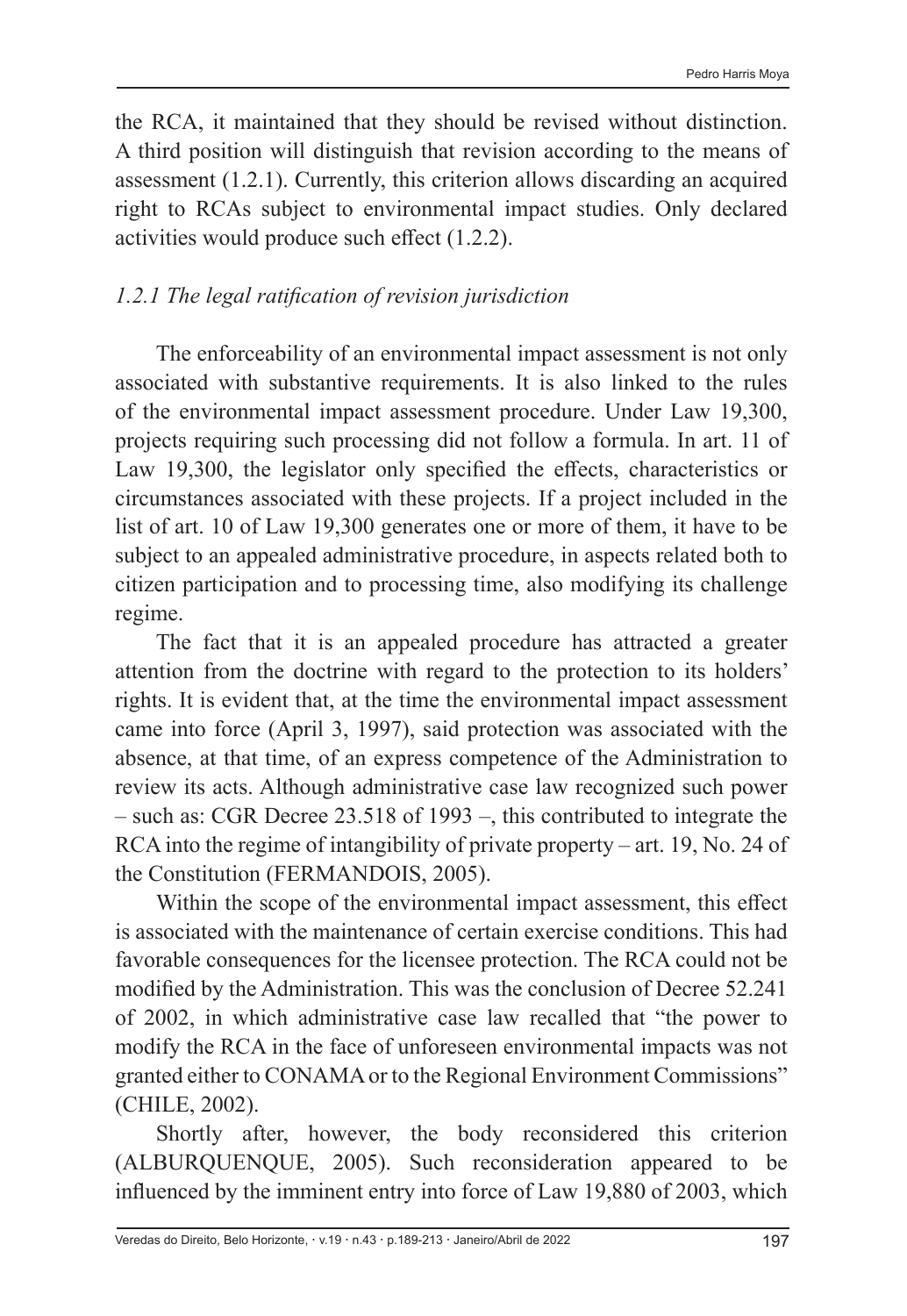the RCA, it maintained that they should be revised without distinction. A third position will distinguish that revision according to the means of assessment (1.2.1). Currently, this criterion allows discarding an acquired right to RCAs subject to environmental impact studies. Only declared activities would produce such effect (1.2.2).

### *1.2.1 The legal ratification of revision jurisdiction*

The enforceability of an environmental impact assessment is not only associated with substantive requirements. It is also linked to the rules of the environmental impact assessment procedure. Under Law 19,300, projects requiring such processing did not follow a formula. In art. 11 of Law 19,300, the legislator only specified the effects, characteristics or circumstances associated with these projects. If a project included in the list of art. 10 of Law 19,300 generates one or more of them, it have to be subject to an appealed administrative procedure, in aspects related both to citizen participation and to processing time, also modifying its challenge regime.

The fact that it is an appealed procedure has attracted a greater attention from the doctrine with regard to the protection to its holders' rights. It is evident that, at the time the environmental impact assessment came into force (April 3, 1997), said protection was associated with the absence, at that time, of an express competence of the Administration to review its acts. Although administrative case law recognized such power – such as: CGR Decree 23.518 of 1993 –, this contributed to integrate the RCA into the regime of intangibility of private property – art. 19, No. 24 of the Constitution (FERMANDOIS, 2005).

Within the scope of the environmental impact assessment, this effect is associated with the maintenance of certain exercise conditions. This had favorable consequences for the licensee protection. The RCA could not be modified by the Administration. This was the conclusion of Decree 52.241 of 2002, in which administrative case law recalled that "the power to modify the RCA in the face of unforeseen environmental impacts was not granted either to CONAMA or to the Regional Environment Commissions" (CHILE, 2002).

Shortly after, however, the body reconsidered this criterion (ALBURQUENQUE, 2005). Such reconsideration appeared to be influenced by the imminent entry into force of Law 19,880 of 2003, which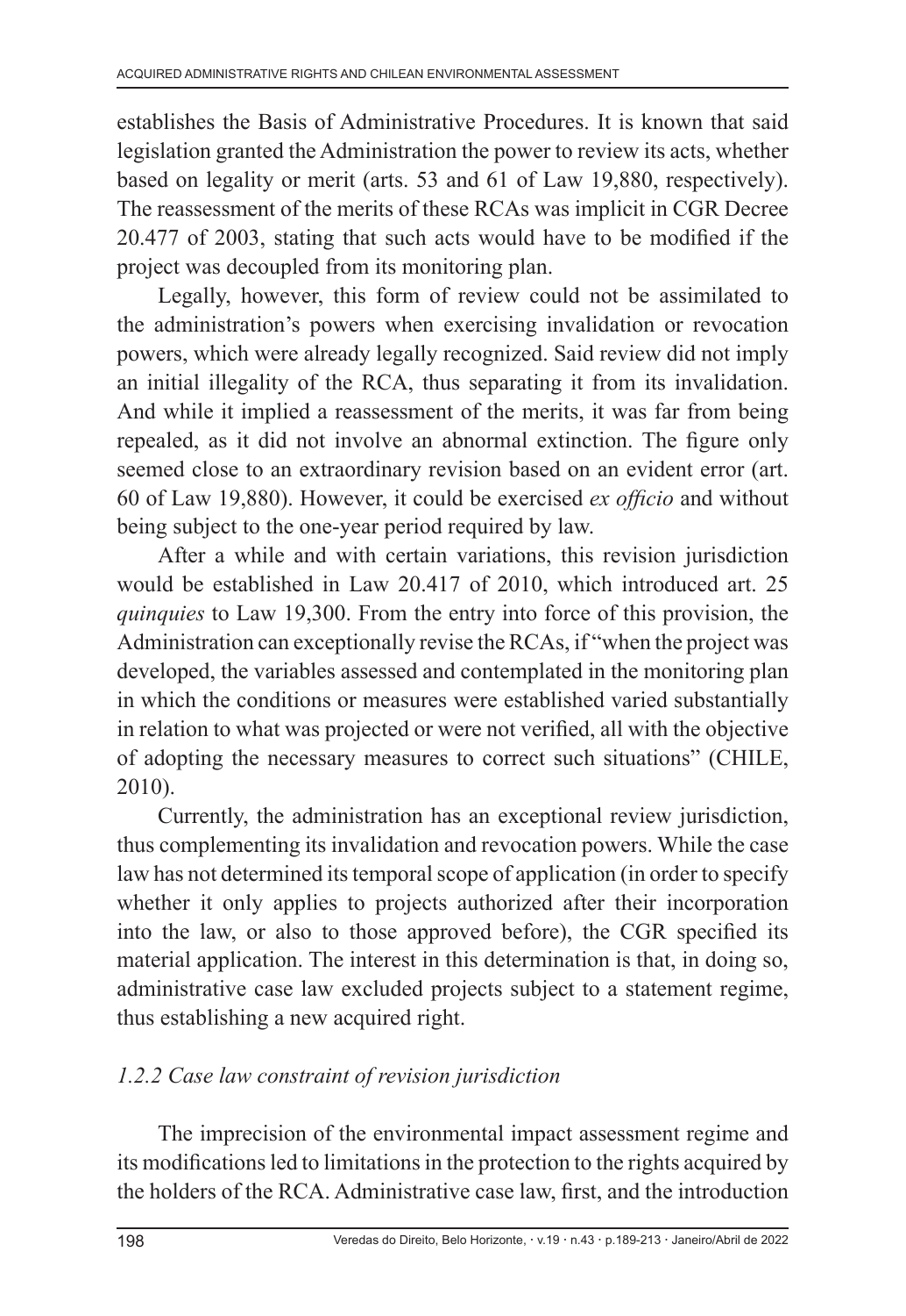establishes the Basis of Administrative Procedures. It is known that said legislation granted the Administration the power to review its acts, whether based on legality or merit (arts. 53 and 61 of Law 19,880, respectively). The reassessment of the merits of these RCAs was implicit in CGR Decree 20.477 of 2003, stating that such acts would have to be modified if the project was decoupled from its monitoring plan.

Legally, however, this form of review could not be assimilated to the administration's powers when exercising invalidation or revocation powers, which were already legally recognized. Said review did not imply an initial illegality of the RCA, thus separating it from its invalidation. And while it implied a reassessment of the merits, it was far from being repealed, as it did not involve an abnormal extinction. The figure only seemed close to an extraordinary revision based on an evident error (art. 60 of Law 19,880). However, it could be exercised *ex officio* and without being subject to the one-year period required by law.

After a while and with certain variations, this revision jurisdiction would be established in Law 20.417 of 2010, which introduced art. 25 *quinquies* to Law 19,300. From the entry into force of this provision, the Administration can exceptionally revise the RCAs, if "when the project was developed, the variables assessed and contemplated in the monitoring plan in which the conditions or measures were established varied substantially in relation to what was projected or were not verified, all with the objective of adopting the necessary measures to correct such situations" (CHILE, 2010).

Currently, the administration has an exceptional review jurisdiction, thus complementing its invalidation and revocation powers. While the case law has not determined its temporal scope of application (in order to specify whether it only applies to projects authorized after their incorporation into the law, or also to those approved before), the CGR specified its material application. The interest in this determination is that, in doing so, administrative case law excluded projects subject to a statement regime, thus establishing a new acquired right.

### *1.2.2 Case law constraint of revision jurisdiction*

The imprecision of the environmental impact assessment regime and its modifications led to limitations in the protection to the rights acquired by the holders of the RCA. Administrative case law, first, and the introduction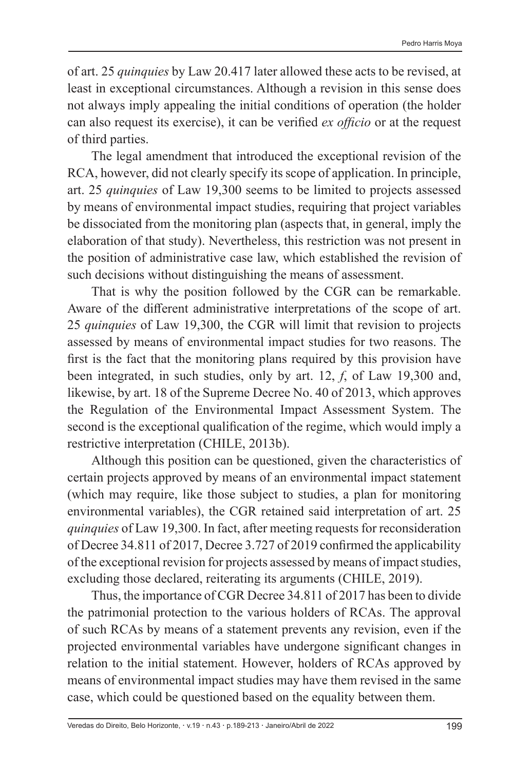of art. 25 *quinquies* by Law 20.417 later allowed these acts to be revised, at least in exceptional circumstances. Although a revision in this sense does not always imply appealing the initial conditions of operation (the holder can also request its exercise), it can be verified *ex officio* or at the request of third parties.

The legal amendment that introduced the exceptional revision of the RCA, however, did not clearly specify its scope of application. In principle, art. 25 *quinquies* of Law 19,300 seems to be limited to projects assessed by means of environmental impact studies, requiring that project variables be dissociated from the monitoring plan (aspects that, in general, imply the elaboration of that study). Nevertheless, this restriction was not present in the position of administrative case law, which established the revision of such decisions without distinguishing the means of assessment.

That is why the position followed by the CGR can be remarkable. Aware of the different administrative interpretations of the scope of art. 25 *quinquies* of Law 19,300, the CGR will limit that revision to projects assessed by means of environmental impact studies for two reasons. The first is the fact that the monitoring plans required by this provision have been integrated, in such studies, only by art. 12, *f*, of Law 19,300 and, likewise, by art. 18 of the Supreme Decree No. 40 of 2013, which approves the Regulation of the Environmental Impact Assessment System. The second is the exceptional qualification of the regime, which would imply a restrictive interpretation (CHILE, 2013b).

Although this position can be questioned, given the characteristics of certain projects approved by means of an environmental impact statement (which may require, like those subject to studies, a plan for monitoring environmental variables), the CGR retained said interpretation of art. 25 *quinquies* of Law 19,300. In fact, after meeting requests for reconsideration of Decree 34.811 of 2017, Decree 3.727 of 2019 confirmed the applicability of the exceptional revision for projects assessed by means of impact studies, excluding those declared, reiterating its arguments (CHILE, 2019).

Thus, the importance of CGR Decree 34.811 of 2017 has been to divide the patrimonial protection to the various holders of RCAs. The approval of such RCAs by means of a statement prevents any revision, even if the projected environmental variables have undergone significant changes in relation to the initial statement. However, holders of RCAs approved by means of environmental impact studies may have them revised in the same case, which could be questioned based on the equality between them.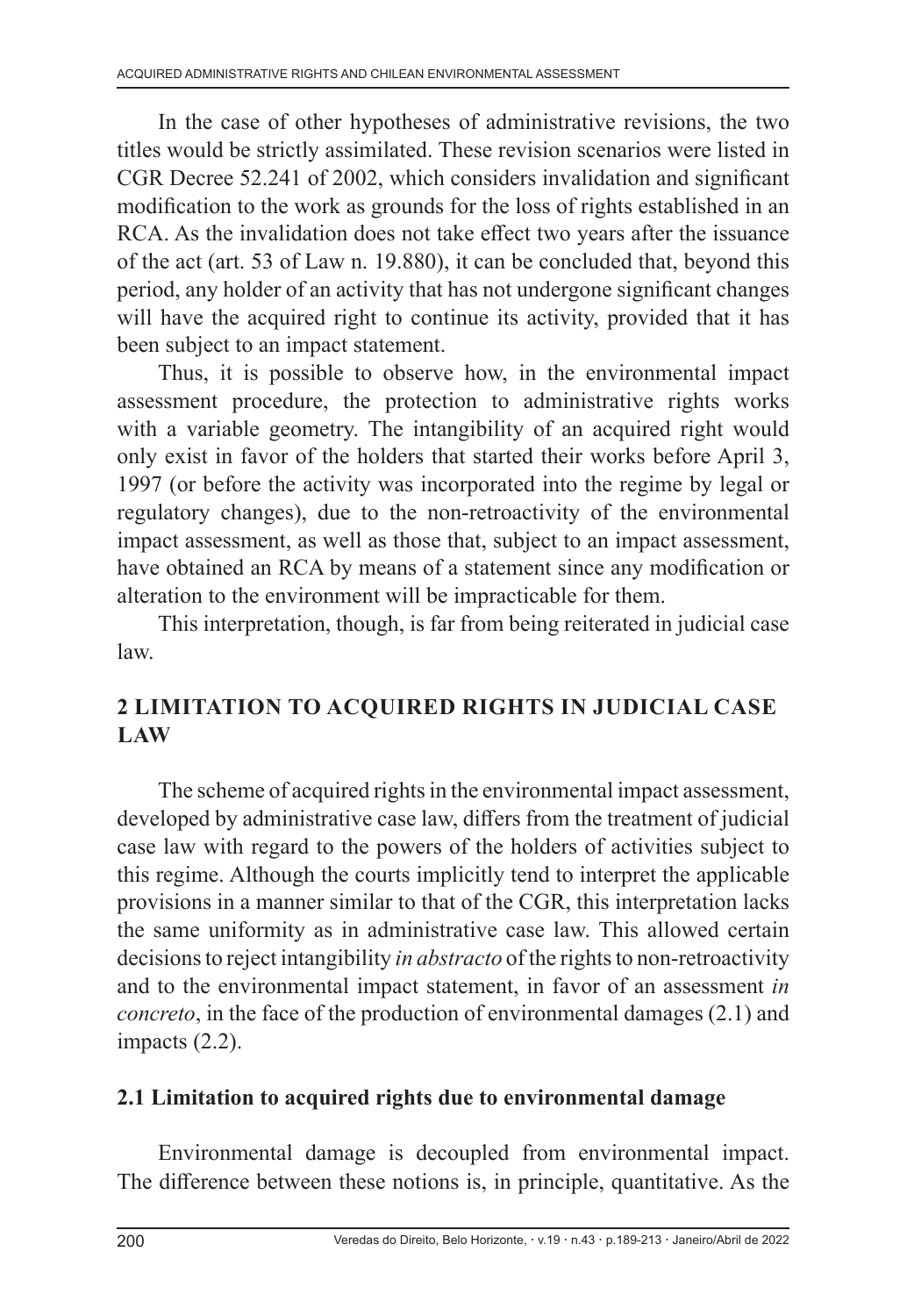In the case of other hypotheses of administrative revisions, the two titles would be strictly assimilated. These revision scenarios were listed in CGR Decree 52.241 of 2002, which considers invalidation and significant modification to the work as grounds for the loss of rights established in an RCA. As the invalidation does not take effect two years after the issuance of the act (art. 53 of Law n. 19.880), it can be concluded that, beyond this period, any holder of an activity that has not undergone significant changes will have the acquired right to continue its activity, provided that it has been subject to an impact statement.

Thus, it is possible to observe how, in the environmental impact assessment procedure, the protection to administrative rights works with a variable geometry. The intangibility of an acquired right would only exist in favor of the holders that started their works before April 3, 1997 (or before the activity was incorporated into the regime by legal or regulatory changes), due to the non-retroactivity of the environmental impact assessment, as well as those that, subject to an impact assessment, have obtained an RCA by means of a statement since any modification or alteration to the environment will be impracticable for them.

This interpretation, though, is far from being reiterated in judicial case law.

## 2 LIMITATION TO ACQUIRED RIGHTS IN JUDICIAL CASE LAW

The scheme of acquired rights in the environmental impact assessment, developed by administrative case law, differs from the treatment of judicial case law with regard to the powers of the holders of activities subject to this regime. Although the courts implicitly tend to interpret the applicable provisions in a manner similar to that of the CGR, this interpretation lacks the same uniformity as in administrative case law. This allowed certain decisions to reject intangibility *in abstracto* of the rights to non-retroactivity and to the environmental impact statement, in favor of an assessment *in concreto*, in the face of the production of environmental damages (2.1) and impacts (2.2).

### 2.1 Limitation to acquired rights due to environmental damage

Environmental damage is decoupled from environmental impact. The difference between these notions is, in principle, quantitative. As the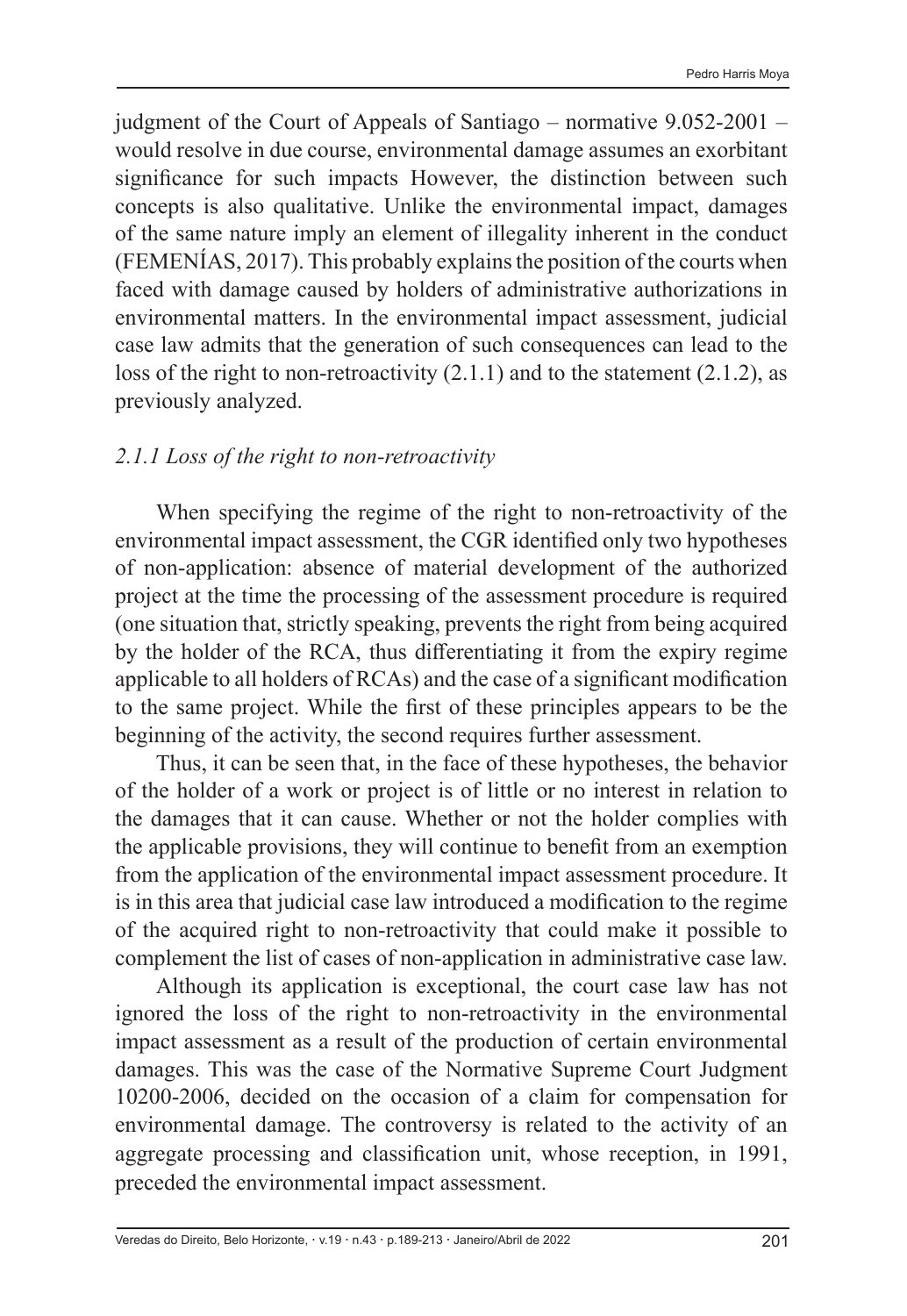judgment of the Court of Appeals of Santiago – normative 9.052-2001 – would resolve in due course, environmental damage assumes an exorbitant significance for such impacts However, the distinction between such concepts is also qualitative. Unlike the environmental impact, damages of the same nature imply an element of illegality inherent in the conduct (FEMENÍAS, 2017). This probably explains the position of the courts when faced with damage caused by holders of administrative authorizations in environmental matters. In the environmental impact assessment, judicial case law admits that the generation of such consequences can lead to the loss of the right to non-retroactivity (2.1.1) and to the statement (2.1.2), as previously analyzed.

### *2.1.1 Loss of the right to non-retroactivity*

When specifying the regime of the right to non-retroactivity of the environmental impact assessment, the CGR identified only two hypotheses of non-application: absence of material development of the authorized project at the time the processing of the assessment procedure is required (one situation that, strictly speaking, prevents the right from being acquired by the holder of the RCA, thus differentiating it from the expiry regime applicable to all holders of RCAs) and the case of a significant modification to the same project. While the first of these principles appears to be the beginning of the activity, the second requires further assessment.

Thus, it can be seen that, in the face of these hypotheses, the behavior of the holder of a work or project is of little or no interest in relation to the damages that it can cause. Whether or not the holder complies with the applicable provisions, they will continue to benefit from an exemption from the application of the environmental impact assessment procedure. It is in this area that judicial case law introduced a modification to the regime of the acquired right to non-retroactivity that could make it possible to complement the list of cases of non-application in administrative case law.

Although its application is exceptional, the court case law has not ignored the loss of the right to non-retroactivity in the environmental impact assessment as a result of the production of certain environmental damages. This was the case of the Normative Supreme Court Judgment 10200-2006, decided on the occasion of a claim for compensation for environmental damage. The controversy is related to the activity of an aggregate processing and classification unit, whose reception, in 1991, preceded the environmental impact assessment.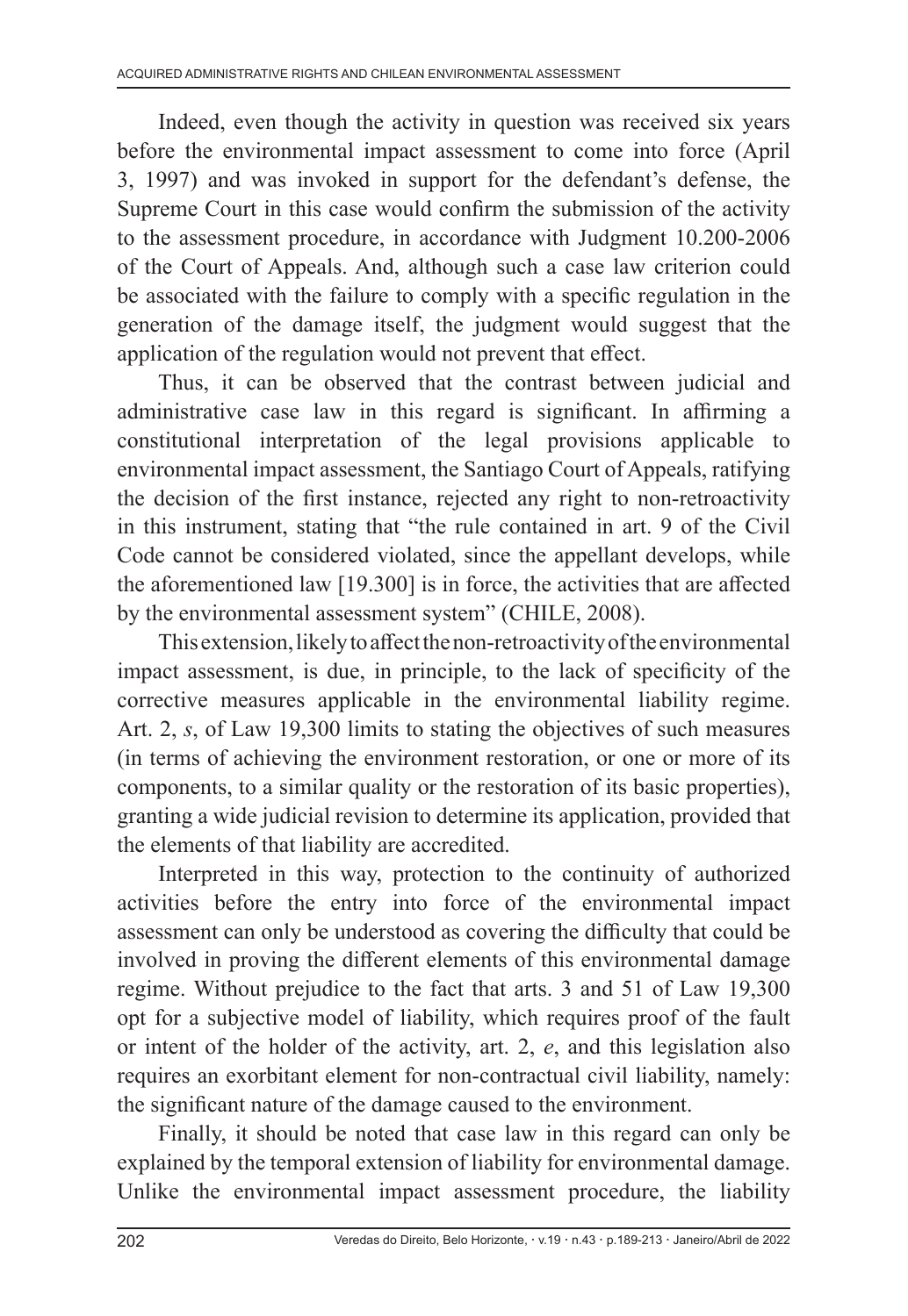Indeed, even though the activity in question was received six years before the environmental impact assessment to come into force (April 3, 1997) and was invoked in support for the defendant's defense, the Supreme Court in this case would confirm the submission of the activity to the assessment procedure, in accordance with Judgment 10.200-2006 of the Court of Appeals. And, although such a case law criterion could be associated with the failure to comply with a specific regulation in the generation of the damage itself, the judgment would suggest that the application of the regulation would not prevent that effect.

Thus, it can be observed that the contrast between judicial and administrative case law in this regard is significant. In affirming a constitutional interpretation of the legal provisions applicable to environmental impact assessment, the Santiago Court of Appeals, ratifying the decision of the first instance, rejected any right to non-retroactivity in this instrument, stating that "the rule contained in art. 9 of the Civil Code cannot be considered violated, since the appellant develops, while the aforementioned law [19.300] is in force, the activities that are affected by the environmental assessment system" (CHILE, 2008).

This extension, likely to affect the non-retroactivity of the environmental impact assessment, is due, in principle, to the lack of specificity of the corrective measures applicable in the environmental liability regime. Art. 2, *s*, of Law 19,300 limits to stating the objectives of such measures (in terms of achieving the environment restoration, or one or more of its components, to a similar quality or the restoration of its basic properties), granting a wide judicial revision to determine its application, provided that the elements of that liability are accredited.

Interpreted in this way, protection to the continuity of authorized activities before the entry into force of the environmental impact assessment can only be understood as covering the difficulty that could be involved in proving the different elements of this environmental damage regime. Without prejudice to the fact that arts. 3 and 51 of Law 19,300 opt for a subjective model of liability, which requires proof of the fault or intent of the holder of the activity, art. 2, *e*, and this legislation also requires an exorbitant element for non-contractual civil liability, namely: the significant nature of the damage caused to the environment.

Finally, it should be noted that case law in this regard can only be explained by the temporal extension of liability for environmental damage. Unlike the environmental impact assessment procedure, the liability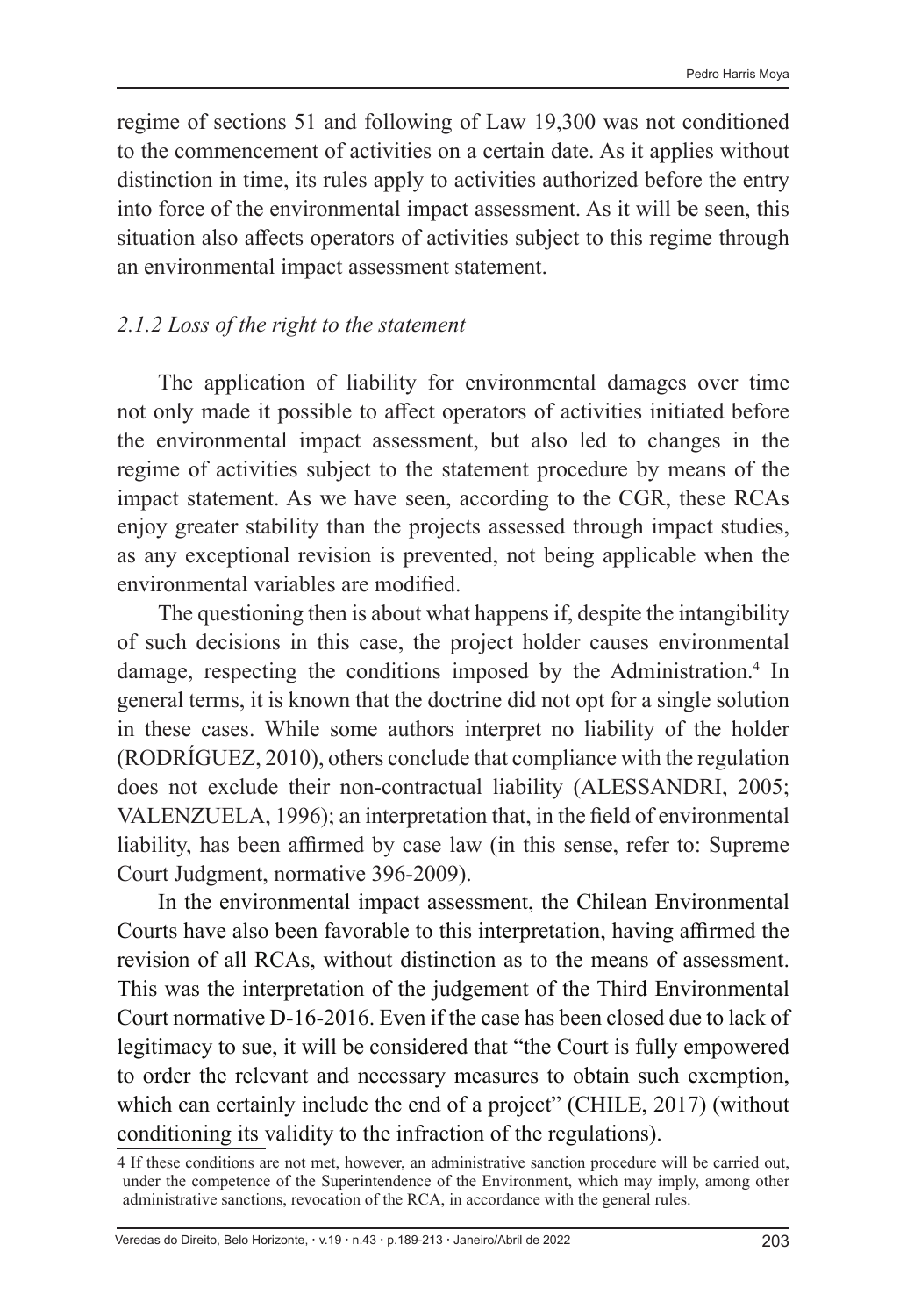regime of sections 51 and following of Law 19,300 was not conditioned to the commencement of activities on a certain date. As it applies without distinction in time, its rules apply to activities authorized before the entry into force of the environmental impact assessment. As it will be seen, this situation also affects operators of activities subject to this regime through an environmental impact assessment statement.

### *2.1.2 Loss of the right to the statement*

The application of liability for environmental damages over time not only made it possible to affect operators of activities initiated before the environmental impact assessment, but also led to changes in the regime of activities subject to the statement procedure by means of the impact statement. As we have seen, according to the CGR, these RCAs enjoy greater stability than the projects assessed through impact studies, as any exceptional revision is prevented, not being applicable when the environmental variables are modified.

The questioning then is about what happens if, despite the intangibility of such decisions in this case, the project holder causes environmental damage, respecting the conditions imposed by the Administration.[4] In general terms, it is known that the doctrine did not opt for a single solution in these cases. While some authors interpret no liability of the holder (RODRÍGUEZ, 2010), others conclude that compliance with the regulation does not exclude their non-contractual liability (ALESSANDRI, 2005; VALENZUELA, 1996); an interpretation that, in the field of environmental liability, has been affirmed by case law (in this sense, refer to: Supreme Court Judgment, normative 396-2009).

In the environmental impact assessment, the Chilean Environmental Courts have also been favorable to this interpretation, having affirmed the revision of all RCAs, without distinction as to the means of assessment. This was the interpretation of the judgement of the Third Environmental Court normative D-16-2016. Even if the case has been closed due to lack of legitimacy to sue, it will be considered that "the Court is fully empowered to order the relevant and necessary measures to obtain such exemption, which can certainly include the end of a project" (CHILE, 2017) (without conditioning its validity to the infraction of the regulations).

---

4 If these conditions are not met, however, an administrative sanction procedure will be carried out, under the competence of the Superintendence of the Environment, which may imply, among other administrative sanctions, revocation of the RCA, in accordance with the general rules.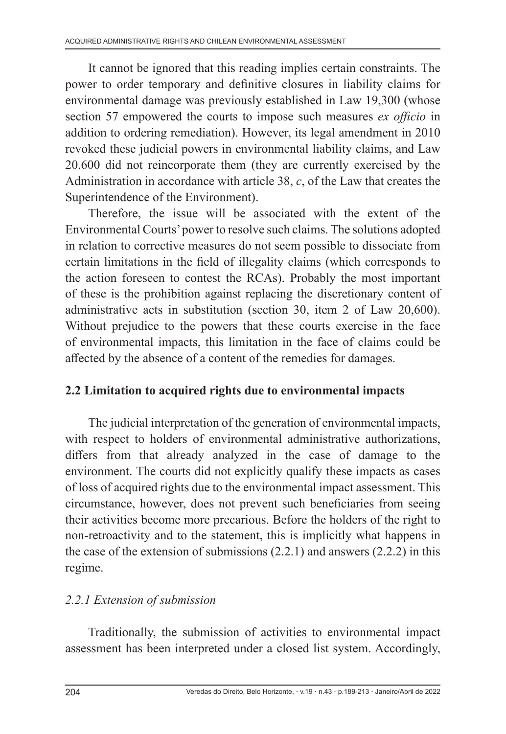It cannot be ignored that this reading implies certain constraints. The power to order temporary and definitive closures in liability claims for environmental damage was previously established in Law 19,300 (whose section 57 empowered the courts to impose such measures *ex officio* in addition to ordering remediation). However, its legal amendment in 2010 revoked these judicial powers in environmental liability claims, and Law 20.600 did not reincorporate them (they are currently exercised by the Administration in accordance with article 38, *c*, of the Law that creates the Superintendence of the Environment).

Therefore, the issue will be associated with the extent of the Environmental Courts' power to resolve such claims. The solutions adopted in relation to corrective measures do not seem possible to dissociate from certain limitations in the field of illegality claims (which corresponds to the action foreseen to contest the RCAs). Probably the most important of these is the prohibition against replacing the discretionary content of administrative acts in substitution (section 30, item 2 of Law 20,600). Without prejudice to the powers that these courts exercise in the face of environmental impacts, this limitation in the face of claims could be affected by the absence of a content of the remedies for damages.

## 2.2 Limitation to acquired rights due to environmental impacts

The judicial interpretation of the generation of environmental impacts, with respect to holders of environmental administrative authorizations, differs from that already analyzed in the case of damage to the environment. The courts did not explicitly qualify these impacts as cases of loss of acquired rights due to the environmental impact assessment. This circumstance, however, does not prevent such beneficiaries from seeing their activities become more precarious. Before the holders of the right to non-retroactivity and to the statement, this is implicitly what happens in the case of the extension of submissions (2.2.1) and answers (2.2.2) in this regime.

### *2.2.1 Extension of submission*

Traditionally, the submission of activities to environmental impact assessment has been interpreted under a closed list system. Accordingly,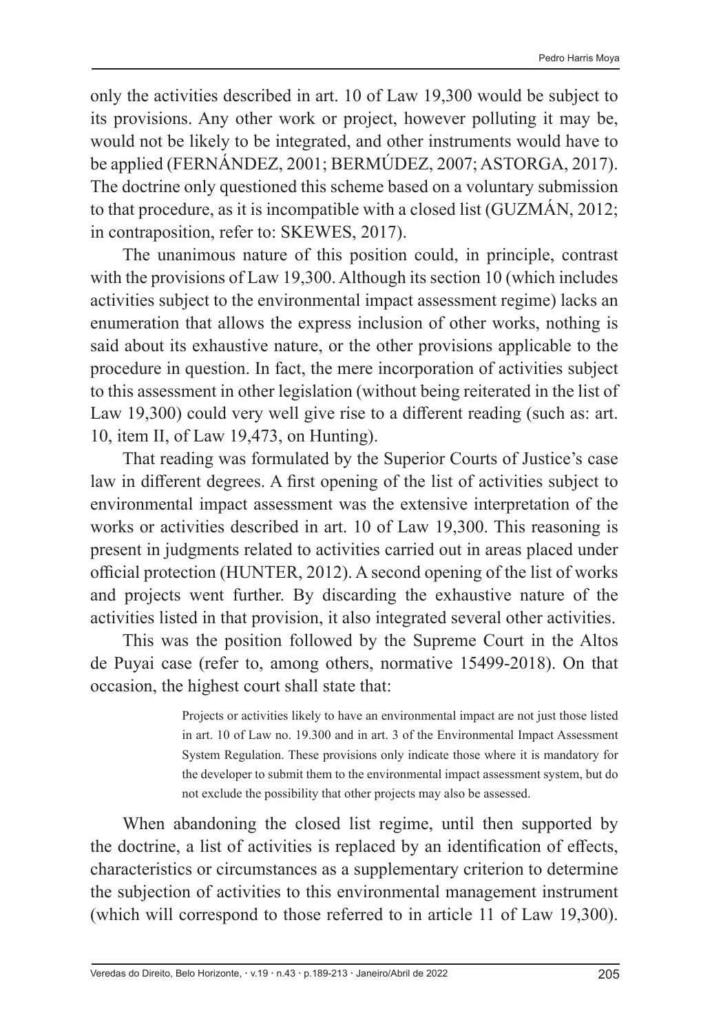only the activities described in art. 10 of Law 19,300 would be subject to its provisions. Any other work or project, however polluting it may be, would not be likely to be integrated, and other instruments would have to be applied (FERNÁNDEZ, 2001; BERMÚDEZ, 2007; ASTORGA, 2017). The doctrine only questioned this scheme based on a voluntary submission to that procedure, as it is incompatible with a closed list (GUZMÁN, 2012; in contraposition, refer to: SKEWES, 2017).

The unanimous nature of this position could, in principle, contrast with the provisions of Law 19,300. Although its section 10 (which includes activities subject to the environmental impact assessment regime) lacks an enumeration that allows the express inclusion of other works, nothing is said about its exhaustive nature, or the other provisions applicable to the procedure in question. In fact, the mere incorporation of activities subject to this assessment in other legislation (without being reiterated in the list of Law 19,300) could very well give rise to a different reading (such as: art. 10, item II, of Law 19,473, on Hunting).

That reading was formulated by the Superior Courts of Justice's case law in different degrees. A first opening of the list of activities subject to environmental impact assessment was the extensive interpretation of the works or activities described in art. 10 of Law 19,300. This reasoning is present in judgments related to activities carried out in areas placed under official protection (HUNTER, 2012). A second opening of the list of works and projects went further. By discarding the exhaustive nature of the activities listed in that provision, it also integrated several other activities.

This was the position followed by the Supreme Court in the Altos de Puyai case (refer to, among others, normative 15499-2018). On that occasion, the highest court shall state that:

> Projects or activities likely to have an environmental impact are not just those listed in art. 10 of Law no. 19.300 and in art. 3 of the Environmental Impact Assessment System Regulation. These provisions only indicate those where it is mandatory for the developer to submit them to the environmental impact assessment system, but do not exclude the possibility that other projects may also be assessed.

When abandoning the closed list regime, until then supported by the doctrine, a list of activities is replaced by an identification of effects, characteristics or circumstances as a supplementary criterion to determine the subjection of activities to this environmental management instrument (which will correspond to those referred to in article 11 of Law 19,300).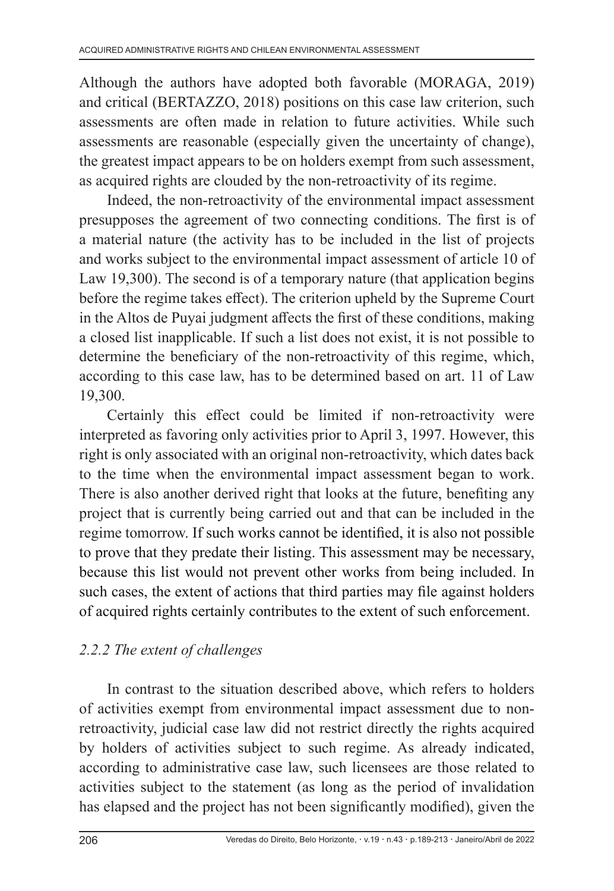Although the authors have adopted both favorable (MORAGA, 2019) and critical (BERTAZZO, 2018) positions on this case law criterion, such assessments are often made in relation to future activities. While such assessments are reasonable (especially given the uncertainty of change), the greatest impact appears to be on holders exempt from such assessment, as acquired rights are clouded by the non-retroactivity of its regime.

Indeed, the non-retroactivity of the environmental impact assessment presupposes the agreement of two connecting conditions. The first is of a material nature (the activity has to be included in the list of projects and works subject to the environmental impact assessment of article 10 of Law 19,300). The second is of a temporary nature (that application begins before the regime takes effect). The criterion upheld by the Supreme Court in the Altos de Puyai judgment affects the first of these conditions, making a closed list inapplicable. If such a list does not exist, it is not possible to determine the beneficiary of the non-retroactivity of this regime, which, according to this case law, has to be determined based on art. 11 of Law 19,300.

Certainly this effect could be limited if non-retroactivity were interpreted as favoring only activities prior to April 3, 1997. However, this right is only associated with an original non-retroactivity, which dates back to the time when the environmental impact assessment began to work. There is also another derived right that looks at the future, benefiting any project that is currently being carried out and that can be included in the regime tomorrow. If such works cannot be identified, it is also not possible to prove that they predate their listing. This assessment may be necessary, because this list would not prevent other works from being included. In such cases, the extent of actions that third parties may file against holders of acquired rights certainly contributes to the extent of such enforcement.

### *2.2.2 The extent of challenges*

In contrast to the situation described above, which refers to holders of activities exempt from environmental impact assessment due to non-retroactivity, judicial case law did not restrict directly the rights acquired by holders of activities subject to such regime. As already indicated, according to administrative case law, such licensees are those related to activities subject to the statement (as long as the period of invalidation has elapsed and the project has not been significantly modified), given the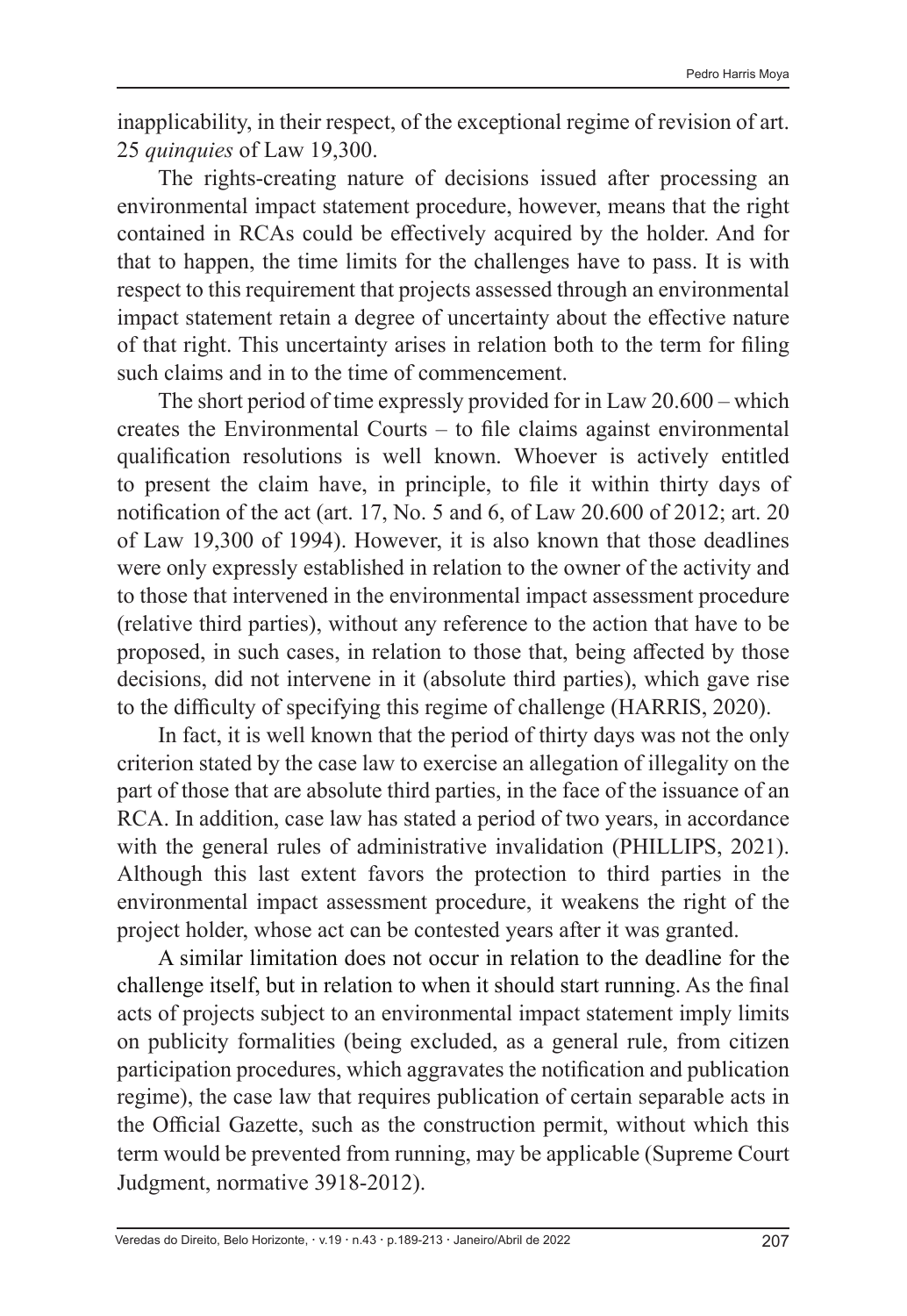inapplicability, in their respect, of the exceptional regime of revision of art. 25 *quinquies* of Law 19,300.

The rights-creating nature of decisions issued after processing an environmental impact statement procedure, however, means that the right contained in RCAs could be effectively acquired by the holder. And for that to happen, the time limits for the challenges have to pass. It is with respect to this requirement that projects assessed through an environmental impact statement retain a degree of uncertainty about the effective nature of that right. This uncertainty arises in relation both to the term for filing such claims and in to the time of commencement.

The short period of time expressly provided for in Law 20.600 – which creates the Environmental Courts – to file claims against environmental qualification resolutions is well known. Whoever is actively entitled to present the claim have, in principle, to file it within thirty days of notification of the act (art. 17, No. 5 and 6, of Law 20.600 of 2012; art. 20 of Law 19,300 of 1994). However, it is also known that those deadlines were only expressly established in relation to the owner of the activity and to those that intervened in the environmental impact assessment procedure (relative third parties), without any reference to the action that have to be proposed, in such cases, in relation to those that, being affected by those decisions, did not intervene in it (absolute third parties), which gave rise to the difficulty of specifying this regime of challenge (HARRIS, 2020).

In fact, it is well known that the period of thirty days was not the only criterion stated by the case law to exercise an allegation of illegality on the part of those that are absolute third parties, in the face of the issuance of an RCA. In addition, case law has stated a period of two years, in accordance with the general rules of administrative invalidation (PHILLIPS, 2021). Although this last extent favors the protection to third parties in the environmental impact assessment procedure, it weakens the right of the project holder, whose act can be contested years after it was granted.

A similar limitation does not occur in relation to the deadline for the challenge itself, but in relation to when it should start running. As the final acts of projects subject to an environmental impact statement imply limits on publicity formalities (being excluded, as a general rule, from citizen participation procedures, which aggravates the notification and publication regime), the case law that requires publication of certain separable acts in the Official Gazette, such as the construction permit, without which this term would be prevented from running, may be applicable (Supreme Court Judgment, normative 3918-2012).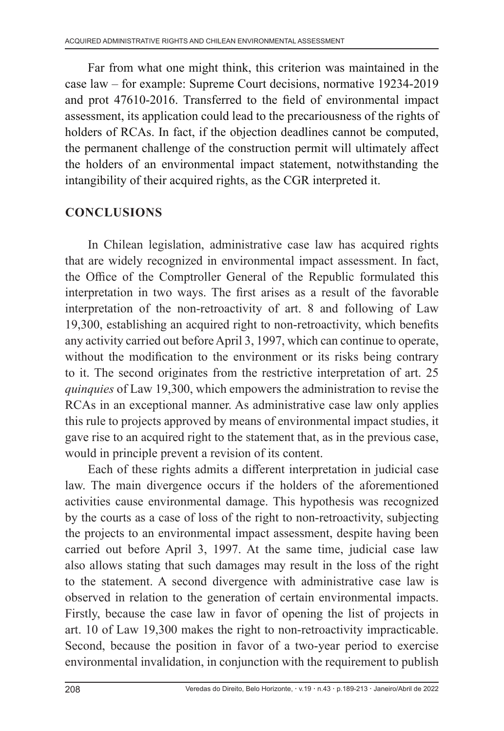Far from what one might think, this criterion was maintained in the case law – for example: Supreme Court decisions, normative 19234-2019 and prot 47610-2016. Transferred to the field of environmental impact assessment, its application could lead to the precariousness of the rights of holders of RCAs. In fact, if the objection deadlines cannot be computed, the permanent challenge of the construction permit will ultimately affect the holders of an environmental impact statement, notwithstanding the intangibility of their acquired rights, as the CGR interpreted it.

## CONCLUSIONS

In Chilean legislation, administrative case law has acquired rights that are widely recognized in environmental impact assessment. In fact, the Office of the Comptroller General of the Republic formulated this interpretation in two ways. The first arises as a result of the favorable interpretation of the non-retroactivity of art. 8 and following of Law 19,300, establishing an acquired right to non-retroactivity, which benefits any activity carried out before April 3, 1997, which can continue to operate, without the modification to the environment or its risks being contrary to it. The second originates from the restrictive interpretation of art. 25 *quinquies* of Law 19,300, which empowers the administration to revise the RCAs in an exceptional manner. As administrative case law only applies this rule to projects approved by means of environmental impact studies, it gave rise to an acquired right to the statement that, as in the previous case, would in principle prevent a revision of its content.

Each of these rights admits a different interpretation in judicial case law. The main divergence occurs if the holders of the aforementioned activities cause environmental damage. This hypothesis was recognized by the courts as a case of loss of the right to non-retroactivity, subjecting the projects to an environmental impact assessment, despite having been carried out before April 3, 1997. At the same time, judicial case law also allows stating that such damages may result in the loss of the right to the statement. A second divergence with administrative case law is observed in relation to the generation of certain environmental impacts. Firstly, because the case law in favor of opening the list of projects in art. 10 of Law 19,300 makes the right to non-retroactivity impracticable. Second, because the position in favor of a two-year period to exercise environmental invalidation, in conjunction with the requirement to publish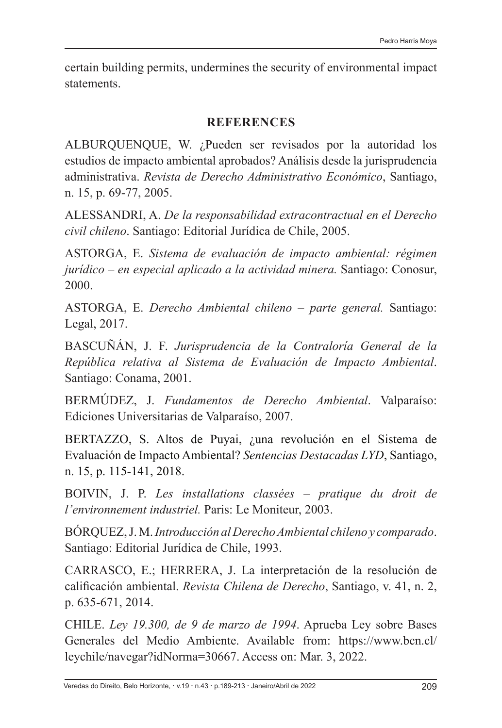certain building permits, undermines the security of environmental impact statements.

## REFERENCES

ALBURQUENQUE, W. ¿Pueden ser revisados por la autoridad los estudios de impacto ambiental aprobados? Análisis desde la jurisprudencia administrativa. *Revista de Derecho Administrativo Económico*, Santiago, n. 15, p. 69-77, 2005.

ALESSANDRI, A. *De la responsabilidad extracontractual en el Derecho civil chileno*. Santiago: Editorial Jurídica de Chile, 2005.

ASTORGA, E. *Sistema de evaluación de impacto ambiental: régimen jurídico – en especial aplicado a la actividad minera.* Santiago: Conosur, 2000.

ASTORGA, E. *Derecho Ambiental chileno – parte general.* Santiago: Legal, 2017.

BASCUÑÁN, J. F. *Jurisprudencia de la Contraloría General de la República relativa al Sistema de Evaluación de Impacto Ambiental*. Santiago: Conama, 2001.

BERMÚDEZ, J. *Fundamentos de Derecho Ambiental*. Valparaíso: Ediciones Universitarias de Valparaíso, 2007.

BERTAZZO, S. Altos de Puyai, ¿una revolución en el Sistema de Evaluación de Impacto Ambiental? *Sentencias Destacadas LYD*, Santiago, n. 15, p. 115-141, 2018.

BOIVIN, J. P. *Les installations classées – pratique du droit de l'environnement industriel.* Paris: Le Moniteur, 2003.

BÓRQUEZ, J. M. *Introducción al Derecho Ambiental chileno y comparado*. Santiago: Editorial Jurídica de Chile, 1993.

CARRASCO, E.; HERRERA, J. La interpretación de la resolución de calificación ambiental. *Revista Chilena de Derecho*, Santiago, v. 41, n. 2, p. 635-671, 2014.

CHILE. *Ley 19.300, de 9 de marzo de 1994*. Aprueba Ley sobre Bases Generales del Medio Ambiente. Available from: https://www.bcn.cl/leychile/navegar?idNorma=30667. Access on: Mar. 3, 2022.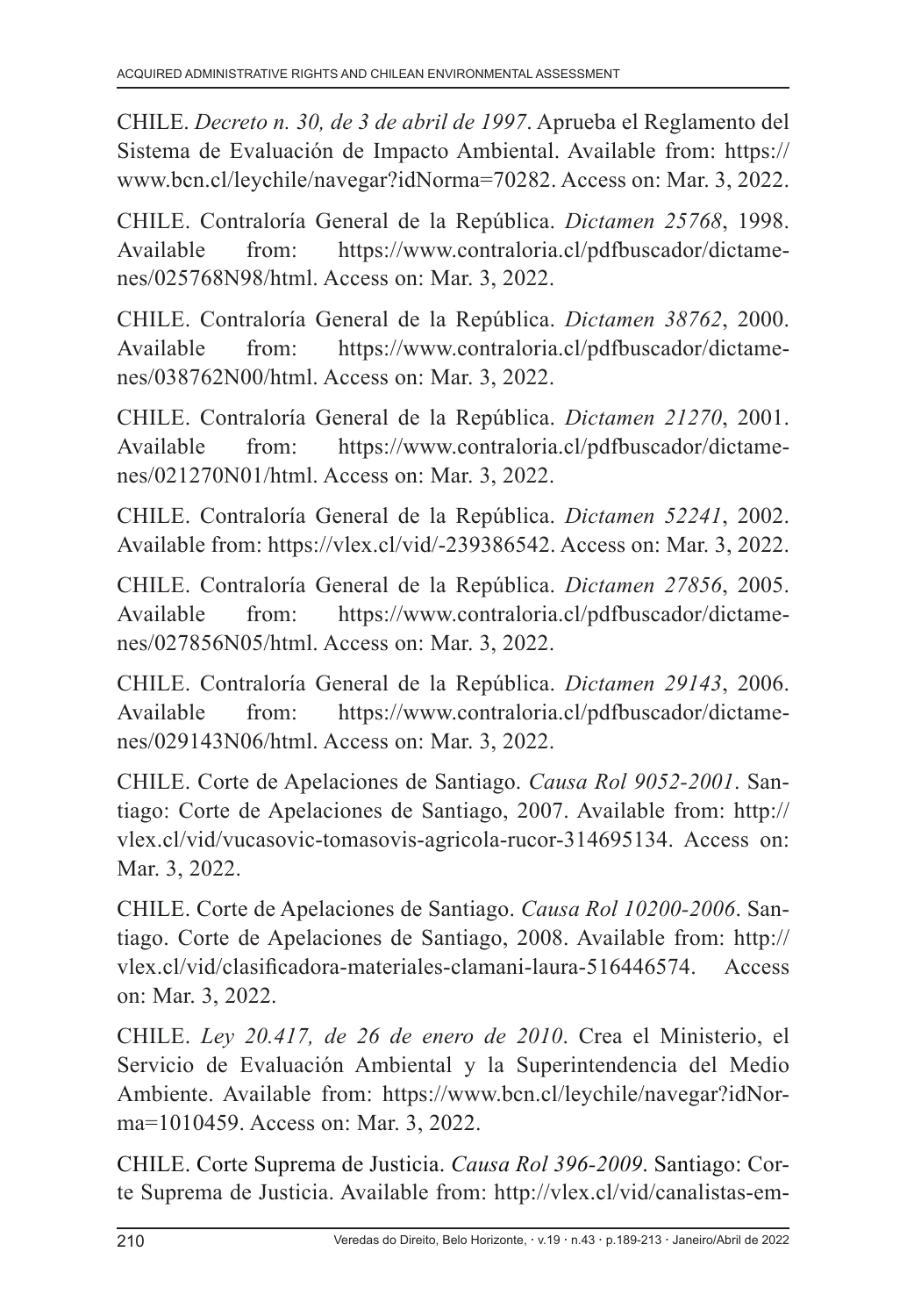CHILE. *Decreto n. 30, de 3 de abril de 1997*. Aprueba el Reglamento del Sistema de Evaluación de Impacto Ambiental. Available from: https://www.bcn.cl/leychile/navegar?idNorma=70282. Access on: Mar. 3, 2022.

CHILE. Contraloría General de la República. *Dictamen 25768*, 1998. Available from: https://www.contraloria.cl/pdfbuscador/dictamenes/025768N98/html. Access on: Mar. 3, 2022.

CHILE. Contraloría General de la República. *Dictamen 38762*, 2000. Available from: https://www.contraloria.cl/pdfbuscador/dictamenes/038762N00/html. Access on: Mar. 3, 2022.

CHILE. Contraloría General de la República. *Dictamen 21270*, 2001. Available from: https://www.contraloria.cl/pdfbuscador/dictamenes/021270N01/html. Access on: Mar. 3, 2022.

CHILE. Contraloría General de la República. *Dictamen 52241*, 2002. Available from: https://vlex.cl/vid/-239386542. Access on: Mar. 3, 2022.

CHILE. Contraloría General de la República. *Dictamen 27856*, 2005. Available from: https://www.contraloria.cl/pdfbuscador/dictamenes/027856N05/html. Access on: Mar. 3, 2022.

CHILE. Contraloría General de la República. *Dictamen 29143*, 2006. Available from: https://www.contraloria.cl/pdfbuscador/dictamenes/029143N06/html. Access on: Mar. 3, 2022.

CHILE. Corte de Apelaciones de Santiago. *Causa Rol 9052-2001*. Santiago: Corte de Apelaciones de Santiago, 2007. Available from: http://vlex.cl/vid/vucasovic-tomasovis-agricola-rucor-314695134. Access on: Mar. 3, 2022.

CHILE. Corte de Apelaciones de Santiago. *Causa Rol 10200-2006*. Santiago. Corte de Apelaciones de Santiago, 2008. Available from: http://vlex.cl/vid/clasificadora-materiales-clamani-laura-516446574. Access on: Mar. 3, 2022.

CHILE. *Ley 20.417, de 26 de enero de 2010*. Crea el Ministerio, el Servicio de Evaluación Ambiental y la Superintendencia del Medio Ambiente. Available from: https://www.bcn.cl/leychile/navegar?idNorma=1010459. Access on: Mar. 3, 2022.

CHILE. Corte Suprema de Justicia. *Causa Rol 396-2009*. Santiago: Corte Suprema de Justicia. Available from: http://vlex.cl/vid/canalistas-em-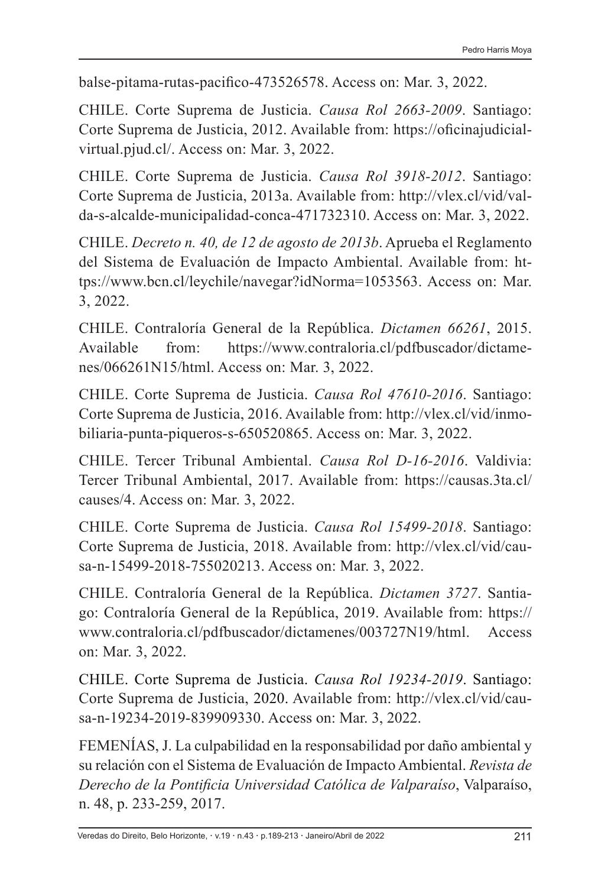balse-pitama-rutas-pacifico-473526578. Access on: Mar. 3, 2022.

CHILE. Corte Suprema de Justicia. *Causa Rol 2663-2009*. Santiago: Corte Suprema de Justicia, 2012. Available from: https://oficinajudicial-virtual.pjud.cl/. Access on: Mar. 3, 2022.

CHILE. Corte Suprema de Justicia. *Causa Rol 3918-2012*. Santiago: Corte Suprema de Justicia, 2013a. Available from: http://vlex.cl/vid/valda-s-alcalde-municipalidad-conca-471732310. Access on: Mar. 3, 2022.

CHILE. *Decreto n. 40, de 12 de agosto de 2013b*. Aprueba el Reglamento del Sistema de Evaluación de Impacto Ambiental. Available from: https://www.bcn.cl/leychile/navegar?idNorma=1053563. Access on: Mar. 3, 2022.

CHILE. Contraloría General de la República. *Dictamen 66261*, 2015. Available from: https://www.contraloria.cl/pdfbuscador/dictamenes/066261N15/html. Access on: Mar. 3, 2022.

CHILE. Corte Suprema de Justicia. *Causa Rol 47610-2016*. Santiago: Corte Suprema de Justicia, 2016. Available from: http://vlex.cl/vid/inmobiliaria-punta-piqueros-s-650520865. Access on: Mar. 3, 2022.

CHILE. Tercer Tribunal Ambiental. *Causa Rol D-16-2016*. Valdivia: Tercer Tribunal Ambiental, 2017. Available from: https://causas.3ta.cl/causes/4. Access on: Mar. 3, 2022.

CHILE. Corte Suprema de Justicia. *Causa Rol 15499-2018*. Santiago: Corte Suprema de Justicia, 2018. Available from: http://vlex.cl/vid/causa-n-15499-2018-755020213. Access on: Mar. 3, 2022.

CHILE. Contraloría General de la República. *Dictamen 3727*. Santiago: Contraloría General de la República, 2019. Available from: https://www.contraloria.cl/pdfbuscador/dictamenes/003727N19/html. Access on: Mar. 3, 2022.

CHILE. Corte Suprema de Justicia. *Causa Rol 19234-2019*. Santiago: Corte Suprema de Justicia, 2020. Available from: http://vlex.cl/vid/causa-n-19234-2019-839909330. Access on: Mar. 3, 2022.

FEMENÍAS, J. La culpabilidad en la responsabilidad por daño ambiental y su relación con el Sistema de Evaluación de Impacto Ambiental. *Revista de Derecho de la Pontificia Universidad Católica de Valparaíso*, Valparaíso, n. 48, p. 233-259, 2017.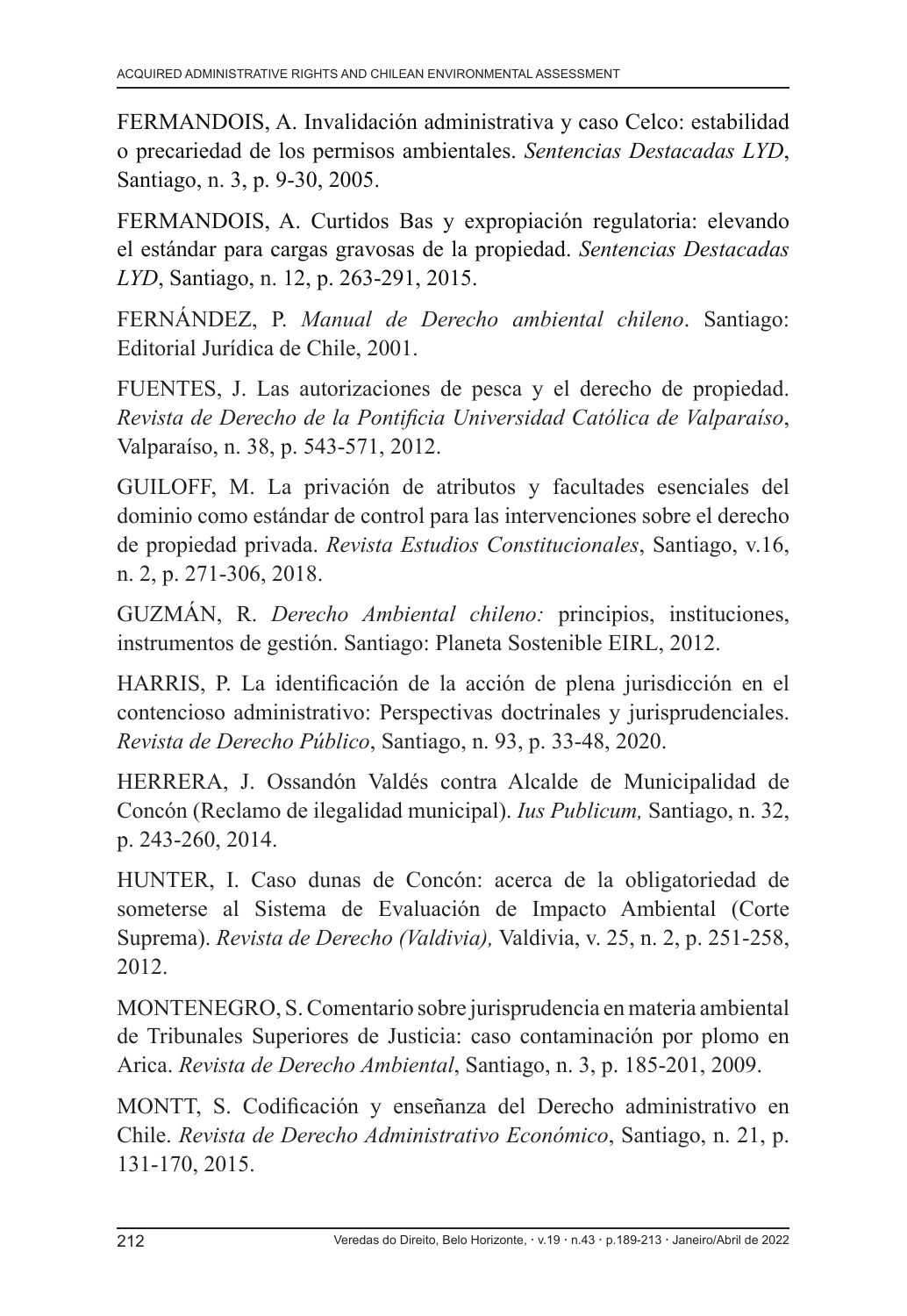FERMANDOIS, A. Invalidación administrativa y caso Celco: estabilidad o precariedad de los permisos ambientales. *Sentencias Destacadas LYD*, Santiago, n. 3, p. 9-30, 2005.

FERMANDOIS, A. Curtidos Bas y expropiación regulatoria: elevando el estándar para cargas gravosas de la propiedad. *Sentencias Destacadas LYD*, Santiago, n. 12, p. 263-291, 2015.

FERNÁNDEZ, P. *Manual de Derecho ambiental chileno*. Santiago: Editorial Jurídica de Chile, 2001.

FUENTES, J. Las autorizaciones de pesca y el derecho de propiedad. *Revista de Derecho de la Pontificia Universidad Católica de Valparaíso*, Valparaíso, n. 38, p. 543-571, 2012.

GUILOFF, M. La privación de atributos y facultades esenciales del dominio como estándar de control para las intervenciones sobre el derecho de propiedad privada. *Revista Estudios Constitucionales*, Santiago, v.16, n. 2, p. 271-306, 2018.

GUZMÁN, R. *Derecho Ambiental chileno:* principios, instituciones, instrumentos de gestión. Santiago: Planeta Sostenible EIRL, 2012.

HARRIS, P. La identificación de la acción de plena jurisdicción en el contencioso administrativo: Perspectivas doctrinales y jurisprudenciales. *Revista de Derecho Público*, Santiago, n. 93, p. 33-48, 2020.

HERRERA, J. Ossandón Valdés contra Alcalde de Municipalidad de Concón (Reclamo de ilegalidad municipal). *Ius Publicum,* Santiago, n. 32, p. 243-260, 2014.

HUNTER, I. Caso dunas de Concón: acerca de la obligatoriedad de someterse al Sistema de Evaluación de Impacto Ambiental (Corte Suprema). *Revista de Derecho (Valdivia),* Valdivia, v. 25, n. 2, p. 251-258, 2012.

MONTENEGRO, S. Comentario sobre jurisprudencia en materia ambiental de Tribunales Superiores de Justicia: caso contaminación por plomo en Arica. *Revista de Derecho Ambiental*, Santiago, n. 3, p. 185-201, 2009.

MONTT, S. Codificación y enseñanza del Derecho administrativo en Chile. *Revista de Derecho Administrativo Económico*, Santiago, n. 21, p. 131-170, 2015.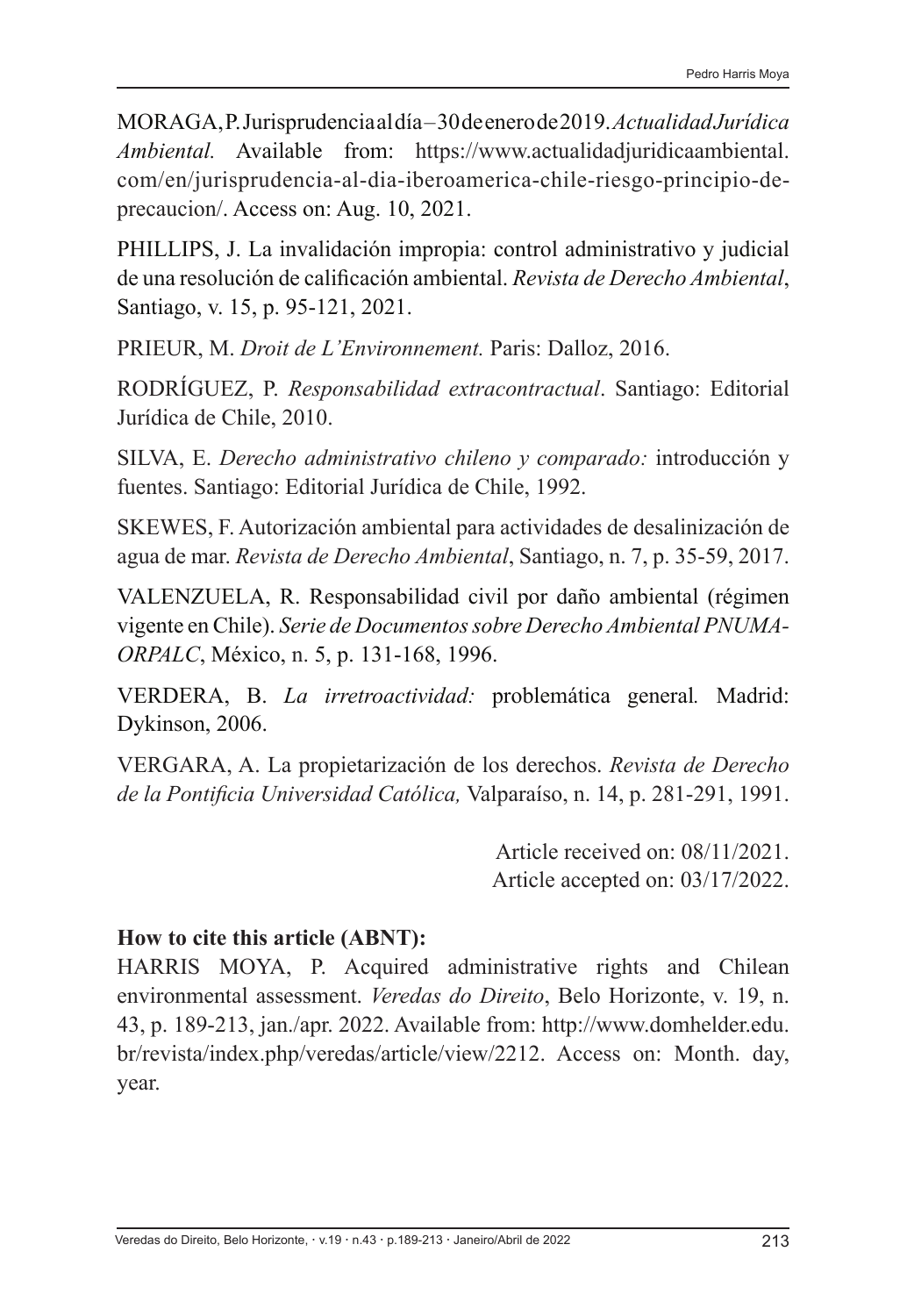MORAGA, P. Jurisprudencia al día – 30 de enero de 2019. *Actualidad Jurídica Ambiental.* Available from: https://www.actualidadjuridicaambiental.com/en/jurisprudencia-al-dia-iberoamerica-chile-riesgo-principio-de-precaucion/. Access on: Aug. 10, 2021.

PHILLIPS, J. La invalidación impropia: control administrativo y judicial de una resolución de calificación ambiental. *Revista de Derecho Ambiental*, Santiago, v. 15, p. 95-121, 2021.

PRIEUR, M. *Droit de L'Environnement.* Paris: Dalloz, 2016.

RODRÍGUEZ, P. *Responsabilidad extracontractual*. Santiago: Editorial Jurídica de Chile, 2010.

SILVA, E. *Derecho administrativo chileno y comparado:* introducción y fuentes. Santiago: Editorial Jurídica de Chile, 1992.

SKEWES, F. Autorización ambiental para actividades de desalinización de agua de mar. *Revista de Derecho Ambiental*, Santiago, n. 7, p. 35-59, 2017.

VALENZUELA, R. Responsabilidad civil por daño ambiental (régimen vigente en Chile). *Serie de Documentos sobre Derecho Ambiental PNUMA-ORPALC*, México, n. 5, p. 131-168, 1996.

VERDERA, B. *La irretroactividad:* problemática general*.* Madrid: Dykinson, 2006.

VERGARA, A. La propietarización de los derechos. *Revista de Derecho de la Pontificia Universidad Católica,* Valparaíso, n. 14, p. 281-291, 1991.

Article received on: 08/11/2021.
Article accepted on: 03/17/2022.

**How to cite this article (ABNT):**
HARRIS MOYA, P. Acquired administrative rights and Chilean environmental assessment. *Veredas do Direito*, Belo Horizonte, v. 19, n. 43, p. 189-213, jan./apr. 2022. Available from: http://www.domhelder.edu.br/revista/index.php/veredas/article/view/2212. Access on: Month. day, year.